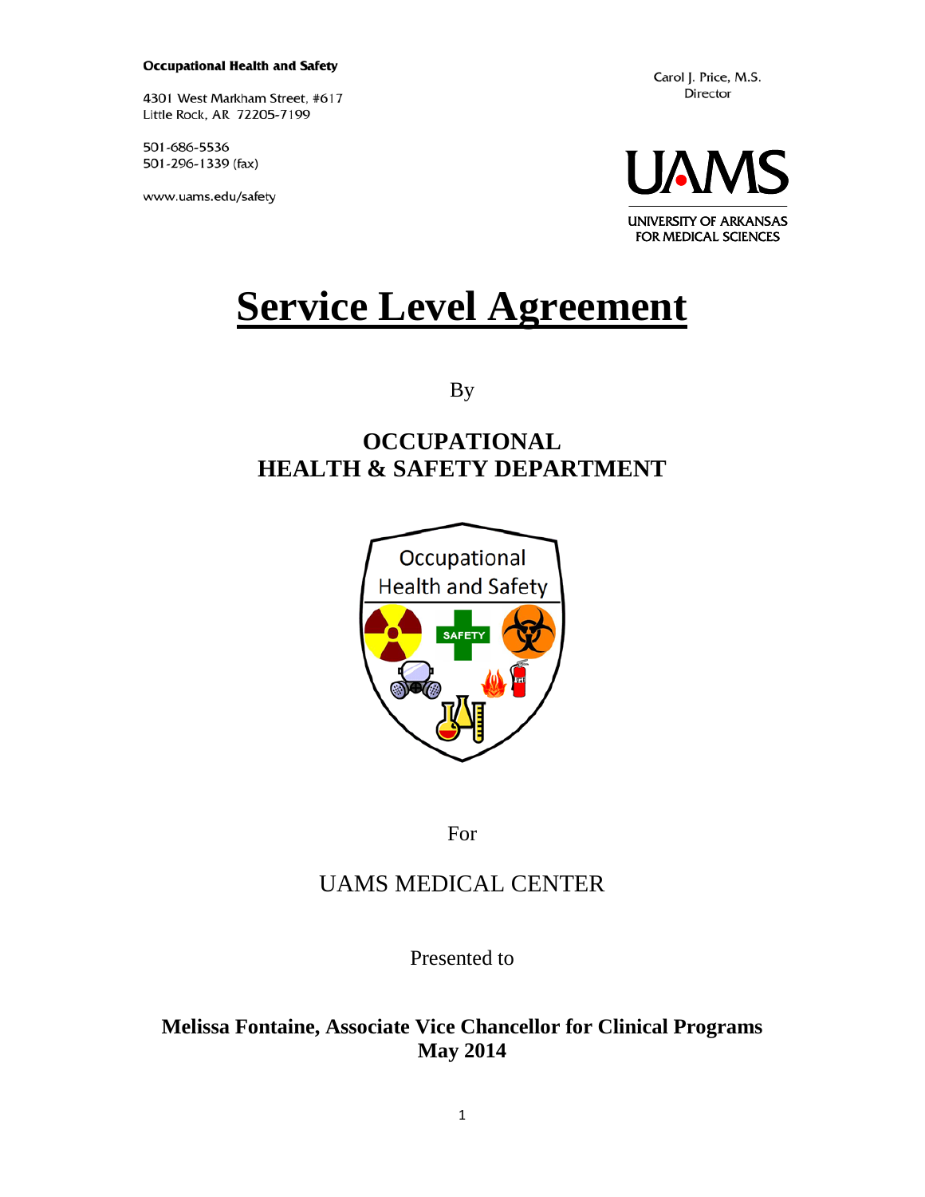**Occupational Health and Safety**

4301 West Markham Street, #617
Little Rock, AR 72205-7199

501-686-5536
501-296-1339 (fax)

www.uams.edu/safety

Carol J. Price, M.S.
Director

UAMS
UNIVERSITY OF ARKANSAS FOR MEDICAL SCIENCES

# Service Level Agreement

By

## OCCUPATIONAL HEALTH & SAFETY DEPARTMENT

For

UAMS MEDICAL CENTER

Presented to

**Melissa Fontaine, Associate Vice Chancellor for Clinical Programs**
**May 2014**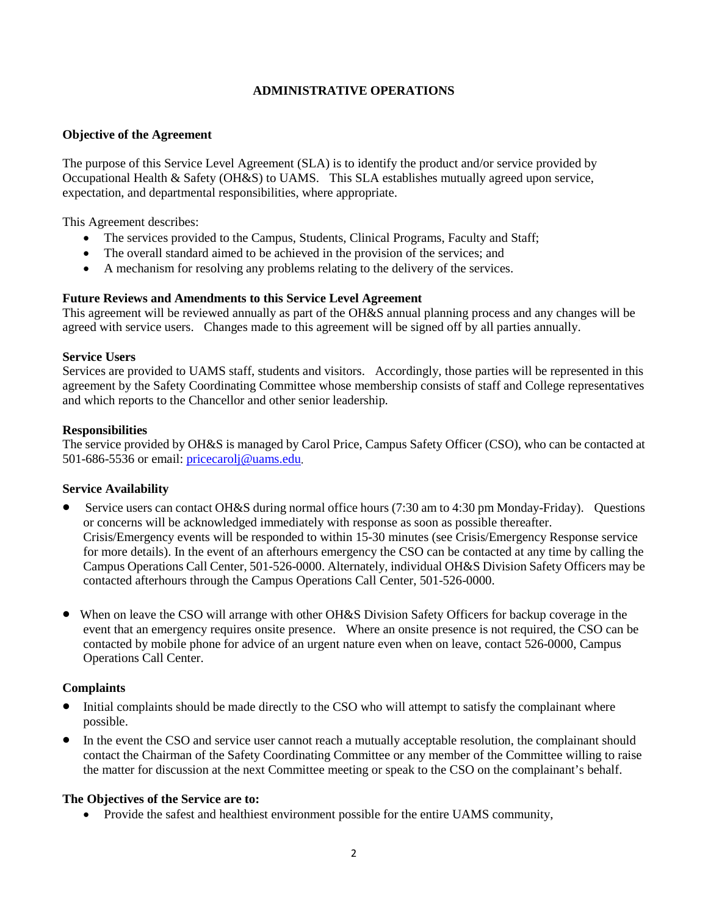## ADMINISTRATIVE OPERATIONS

### Objective of the Agreement

The purpose of this Service Level Agreement (SLA) is to identify the product and/or service provided by Occupational Health & Safety (OH&S) to UAMS. This SLA establishes mutually agreed upon service, expectation, and departmental responsibilities, where appropriate.

This Agreement describes:

- The services provided to the Campus, Students, Clinical Programs, Faculty and Staff;
- The overall standard aimed to be achieved in the provision of the services; and
- A mechanism for resolving any problems relating to the delivery of the services.

### Future Reviews and Amendments to this Service Level Agreement

This agreement will be reviewed annually as part of the OH&S annual planning process and any changes will be agreed with service users. Changes made to this agreement will be signed off by all parties annually.

### Service Users

Services are provided to UAMS staff, students and visitors. Accordingly, those parties will be represented in this agreement by the Safety Coordinating Committee whose membership consists of staff and College representatives and which reports to the Chancellor and other senior leadership.

### Responsibilities

The service provided by OH&S is managed by Carol Price, Campus Safety Officer (CSO), who can be contacted at 501-686-5536 or email: pricecarolj@uams.edu.

### Service Availability

- Service users can contact OH&S during normal office hours (7:30 am to 4:30 pm Monday-Friday). Questions or concerns will be acknowledged immediately with response as soon as possible thereafter. Crisis/Emergency events will be responded to within 15-30 minutes (see Crisis/Emergency Response service for more details). In the event of an afterhours emergency the CSO can be contacted at any time by calling the Campus Operations Call Center, 501-526-0000. Alternately, individual OH&S Division Safety Officers may be contacted afterhours through the Campus Operations Call Center, 501-526-0000.

- When on leave the CSO will arrange with other OH&S Division Safety Officers for backup coverage in the event that an emergency requires onsite presence. Where an onsite presence is not required, the CSO can be contacted by mobile phone for advice of an urgent nature even when on leave, contact 526-0000, Campus Operations Call Center.

### Complaints

- Initial complaints should be made directly to the CSO who will attempt to satisfy the complainant where possible.
- In the event the CSO and service user cannot reach a mutually acceptable resolution, the complainant should contact the Chairman of the Safety Coordinating Committee or any member of the Committee willing to raise the matter for discussion at the next Committee meeting or speak to the CSO on the complainant's behalf.

### The Objectives of the Service are to:

- Provide the safest and healthiest environment possible for the entire UAMS community,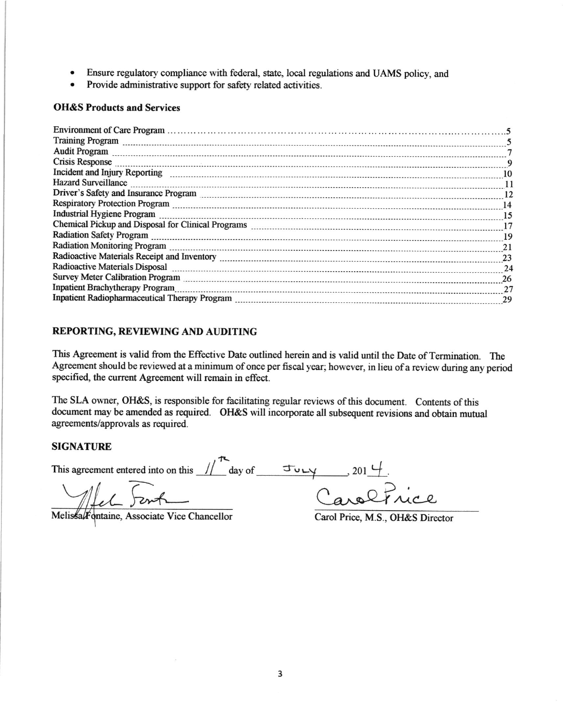- Ensure regulatory compliance with federal, state, local regulations and UAMS policy, and
- Provide administrative support for safety related activities.

### OH&S Products and Services

| | |
|---|---|
| Environment of Care Program | 5 |
| Training Program | 5 |
| Audit Program | 7 |
| Crisis Response | 9 |
| Incident and Injury Reporting | 10 |
| Hazard Surveillance | 11 |
| Driver's Safety and Insurance Program | 12 |
| Respiratory Protection Program | 14 |
| Industrial Hygiene Program | 15 |
| Chemical Pickup and Disposal for Clinical Programs | 17 |
| Radiation Safety Program | 19 |
| Radiation Monitoring Program | 21 |
| Radioactive Materials Receipt and Inventory | 23 |
| Radioactive Materials Disposal | 24 |
| Survey Meter Calibration Program | 26 |
| Inpatient Brachytherapy Program | 27 |
| Inpatient Radiopharmaceutical Therapy Program | 29 |

### REPORTING, REVIEWING AND AUDITING

This Agreement is valid from the Effective Date outlined herein and is valid until the Date of Termination. The Agreement should be reviewed at a minimum of once per fiscal year; however, in lieu of a review during any period specified, the current Agreement will remain in effect.

The SLA owner, OH&S, is responsible for facilitating regular reviews of this document. Contents of this document may be amended as required. OH&S will incorporate all subsequent revisions and obtain mutual agreements/approvals as required.

### SIGNATURE

This agreement entered into on this 11th day of July, 2014.

Melissa Fontaine, Associate Vice Chancellor

Carol Price, M.S., OH&S Director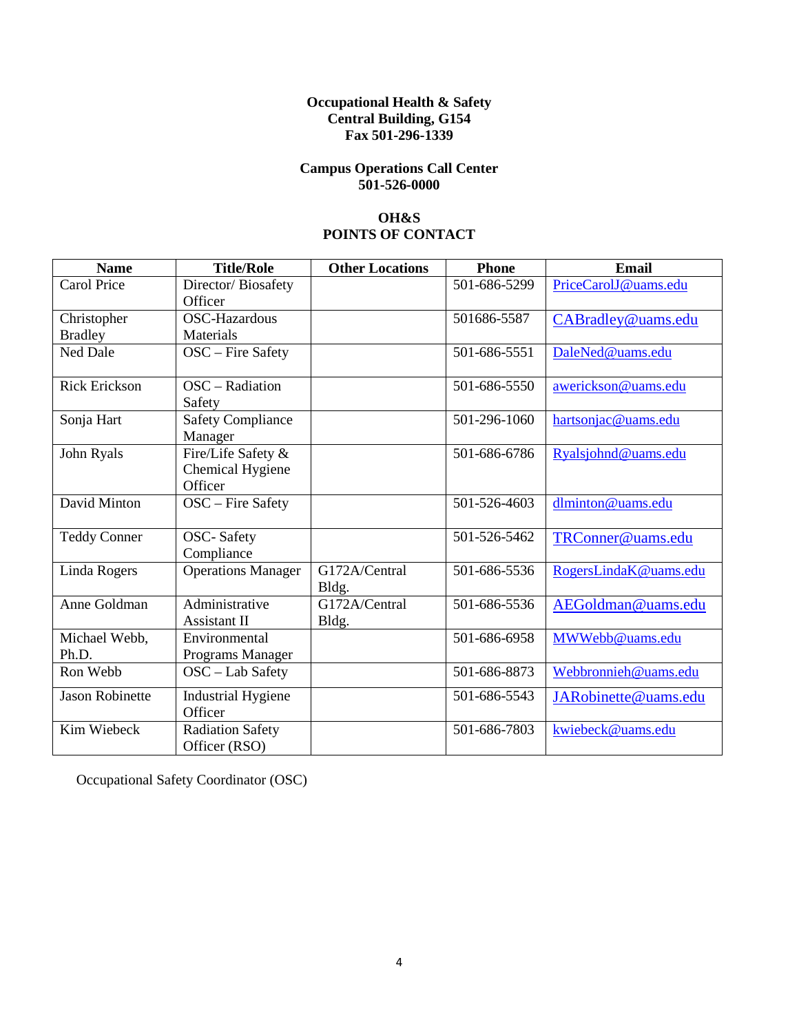**Occupational Health & Safety**
**Central Building, G154**
**Fax 501-296-1339**

**Campus Operations Call Center**
**501-526-0000**

## OH&S POINTS OF CONTACT

| Name | Title/Role | Other Locations | Phone | Email |
|---|---|---|---|---|
| Carol Price | Director/ Biosafety Officer | | 501-686-5299 | PriceCarolJ@uams.edu |
| Christopher Bradley | OSC-Hazardous Materials | | 501686-5587 | CABradley@uams.edu |
| Ned Dale | OSC – Fire Safety | | 501-686-5551 | DaleNed@uams.edu |
| Rick Erickson | OSC – Radiation Safety | | 501-686-5550 | awerickson@uams.edu |
| Sonja Hart | Safety Compliance Manager | | 501-296-1060 | hartsonjac@uams.edu |
| John Ryals | Fire/Life Safety & Chemical Hygiene Officer | | 501-686-6786 | Ryalsjohnd@uams.edu |
| David Minton | OSC – Fire Safety | | 501-526-4603 | dlminton@uams.edu |
| Teddy Conner | OSC- Safety Compliance | | 501-526-5462 | TRConner@uams.edu |
| Linda Rogers | Operations Manager | G172A/Central Bldg. | 501-686-5536 | RogersLindaK@uams.edu |
| Anne Goldman | Administrative Assistant II | G172A/Central Bldg. | 501-686-5536 | AEGoldman@uams.edu |
| Michael Webb, Ph.D. | Environmental Programs Manager | | 501-686-6958 | MWWebb@uams.edu |
| Ron Webb | OSC – Lab Safety | | 501-686-8873 | Webbronnieh@uams.edu |
| Jason Robinette | Industrial Hygiene Officer | | 501-686-5543 | JARobinette@uams.edu |
| Kim Wiebeck | Radiation Safety Officer (RSO) | | 501-686-7803 | kwiebeck@uams.edu |

Occupational Safety Coordinator (OSC)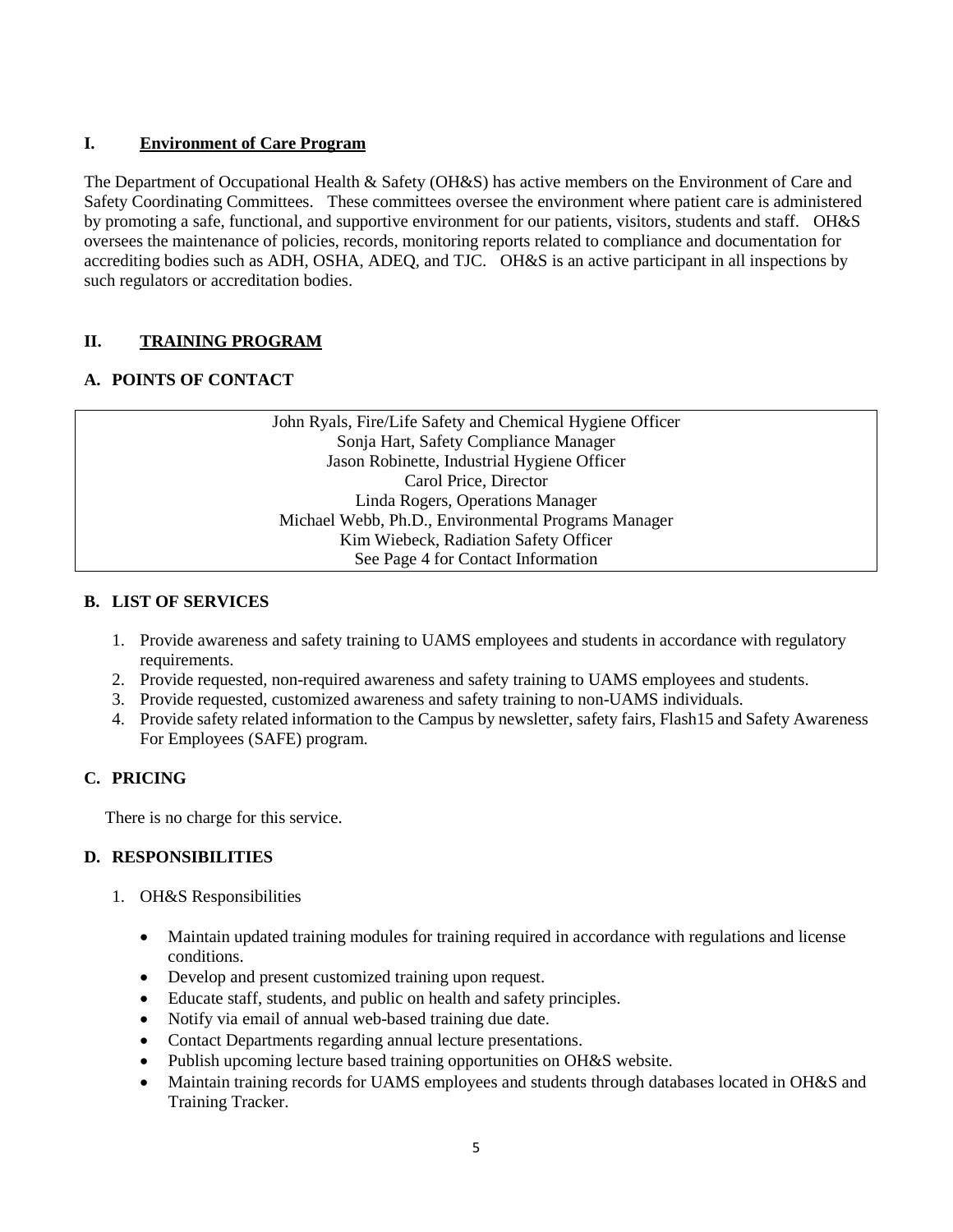## I. Environment of Care Program

The Department of Occupational Health & Safety (OH&S) has active members on the Environment of Care and Safety Coordinating Committees. These committees oversee the environment where patient care is administered by promoting a safe, functional, and supportive environment for our patients, visitors, students and staff. OH&S oversees the maintenance of policies, records, monitoring reports related to compliance and documentation for accrediting bodies such as ADH, OSHA, ADEQ, and TJC. OH&S is an active participant in all inspections by such regulators or accreditation bodies.

## II. TRAINING PROGRAM

### A. POINTS OF CONTACT

| John Ryals, Fire/Life Safety and Chemical Hygiene Officer<br>Sonja Hart, Safety Compliance Manager<br>Jason Robinette, Industrial Hygiene Officer<br>Carol Price, Director<br>Linda Rogers, Operations Manager<br>Michael Webb, Ph.D., Environmental Programs Manager<br>Kim Wiebeck, Radiation Safety Officer<br>See Page 4 for Contact Information |
|---|

### B. LIST OF SERVICES

1. Provide awareness and safety training to UAMS employees and students in accordance with regulatory requirements.
2. Provide requested, non-required awareness and safety training to UAMS employees and students.
3. Provide requested, customized awareness and safety training to non-UAMS individuals.
4. Provide safety related information to the Campus by newsletter, safety fairs, Flash15 and Safety Awareness For Employees (SAFE) program.

### C. PRICING

There is no charge for this service.

### D. RESPONSIBILITIES

1. OH&S Responsibilities

   - Maintain updated training modules for training required in accordance with regulations and license conditions.
   - Develop and present customized training upon request.
   - Educate staff, students, and public on health and safety principles.
   - Notify via email of annual web-based training due date.
   - Contact Departments regarding annual lecture presentations.
   - Publish upcoming lecture based training opportunities on OH&S website.
   - Maintain training records for UAMS employees and students through databases located in OH&S and Training Tracker.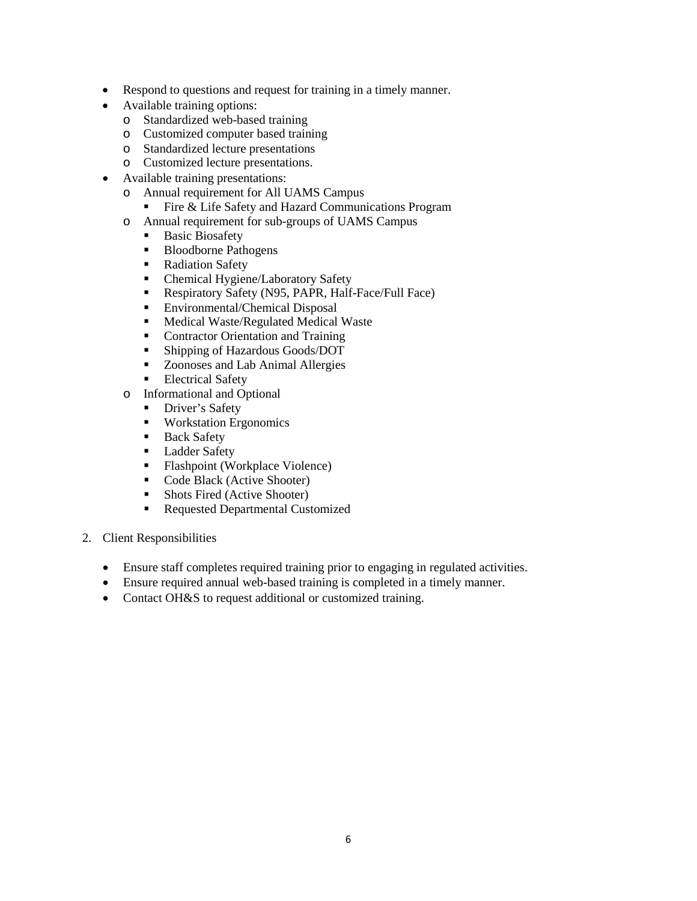- Respond to questions and request for training in a timely manner.
- Available training options:
  - Standardized web-based training
  - Customized computer based training
  - Standardized lecture presentations
  - Customized lecture presentations.
- Available training presentations:
  - Annual requirement for All UAMS Campus
    - Fire & Life Safety and Hazard Communications Program
  - Annual requirement for sub-groups of UAMS Campus
    - Basic Biosafety
    - Bloodborne Pathogens
    - Radiation Safety
    - Chemical Hygiene/Laboratory Safety
    - Respiratory Safety (N95, PAPR, Half-Face/Full Face)
    - Environmental/Chemical Disposal
    - Medical Waste/Regulated Medical Waste
    - Contractor Orientation and Training
    - Shipping of Hazardous Goods/DOT
    - Zoonoses and Lab Animal Allergies
    - Electrical Safety
  - Informational and Optional
    - Driver's Safety
    - Workstation Ergonomics
    - Back Safety
    - Ladder Safety
    - Flashpoint (Workplace Violence)
    - Code Black (Active Shooter)
    - Shots Fired (Active Shooter)
    - Requested Departmental Customized

2. Client Responsibilities

- Ensure staff completes required training prior to engaging in regulated activities.
- Ensure required annual web-based training is completed in a timely manner.
- Contact OH&S to request additional or customized training.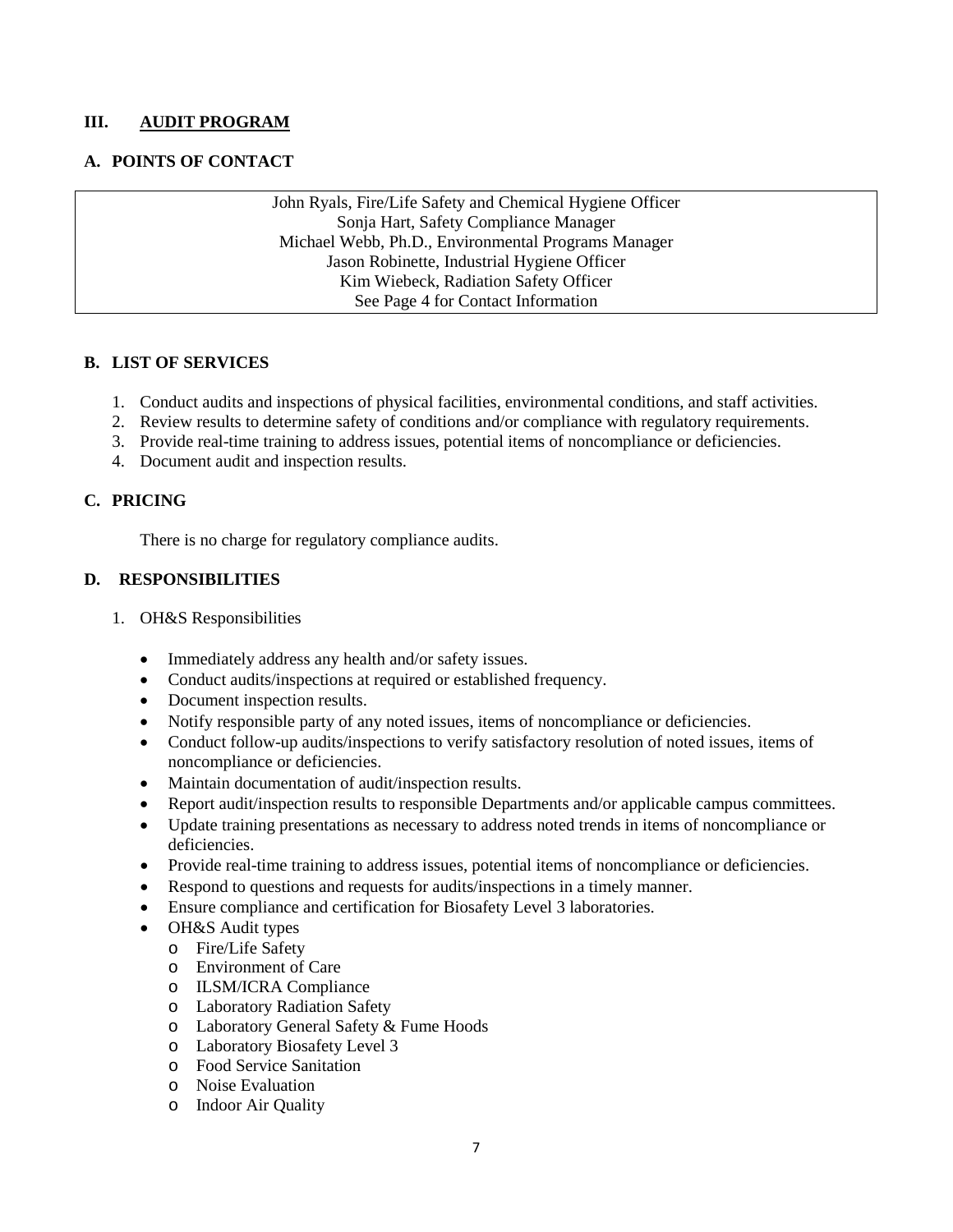## III. AUDIT PROGRAM

### A. POINTS OF CONTACT

John Ryals, Fire/Life Safety and Chemical Hygiene Officer
Sonja Hart, Safety Compliance Manager
Michael Webb, Ph.D., Environmental Programs Manager
Jason Robinette, Industrial Hygiene Officer
Kim Wiebeck, Radiation Safety Officer
See Page 4 for Contact Information

### B. LIST OF SERVICES

1. Conduct audits and inspections of physical facilities, environmental conditions, and staff activities.
2. Review results to determine safety of conditions and/or compliance with regulatory requirements.
3. Provide real-time training to address issues, potential items of noncompliance or deficiencies.
4. Document audit and inspection results.

### C. PRICING

There is no charge for regulatory compliance audits.

### D. RESPONSIBILITIES

1. OH&S Responsibilities

   - Immediately address any health and/or safety issues.
   - Conduct audits/inspections at required or established frequency.
   - Document inspection results.
   - Notify responsible party of any noted issues, items of noncompliance or deficiencies.
   - Conduct follow-up audits/inspections to verify satisfactory resolution of noted issues, items of noncompliance or deficiencies.
   - Maintain documentation of audit/inspection results.
   - Report audit/inspection results to responsible Departments and/or applicable campus committees.
   - Update training presentations as necessary to address noted trends in items of noncompliance or deficiencies.
   - Provide real-time training to address issues, potential items of noncompliance or deficiencies.
   - Respond to questions and requests for audits/inspections in a timely manner.
   - Ensure compliance and certification for Biosafety Level 3 laboratories.
   - OH&S Audit types
     - Fire/Life Safety
     - Environment of Care
     - ILSM/ICRA Compliance
     - Laboratory Radiation Safety
     - Laboratory General Safety & Fume Hoods
     - Laboratory Biosafety Level 3
     - Food Service Sanitation
     - Noise Evaluation
     - Indoor Air Quality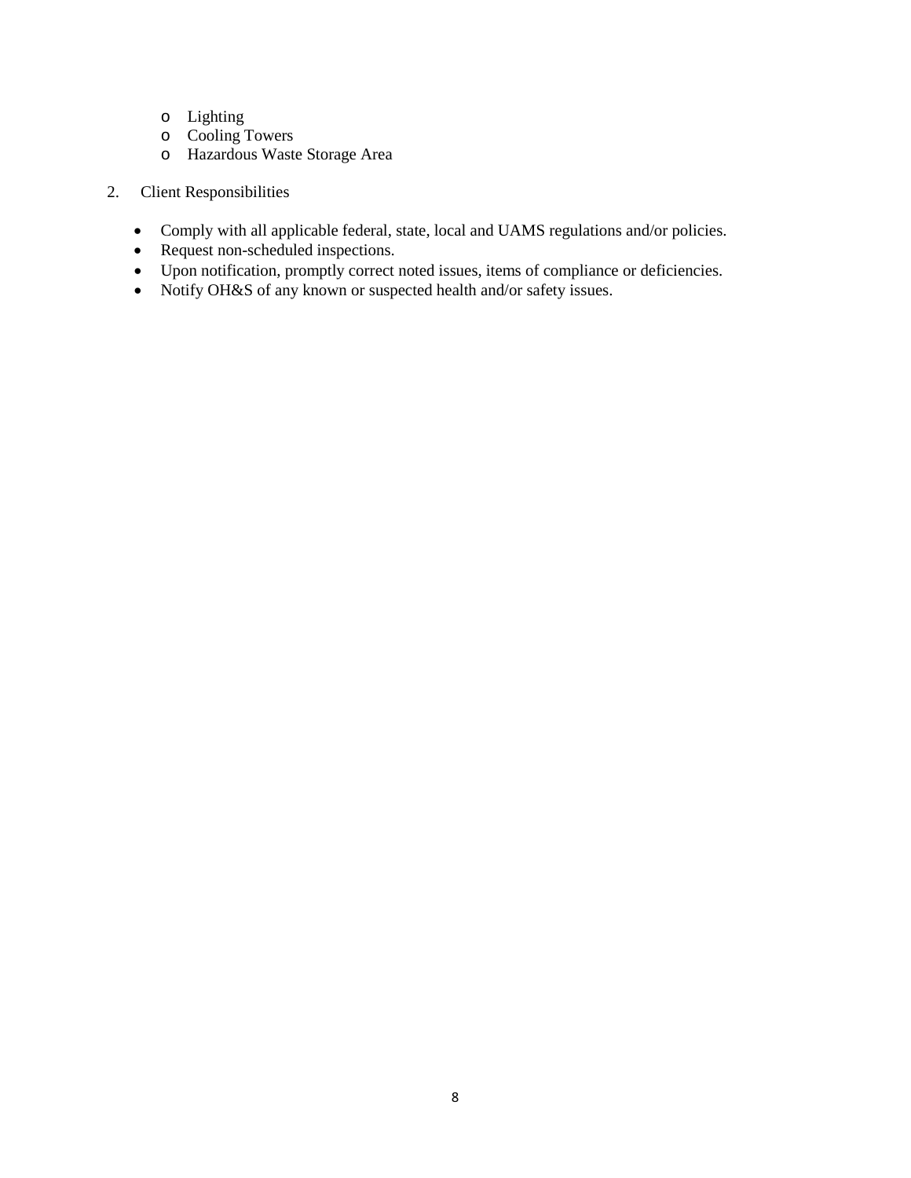- Lighting
  - Cooling Towers
  - Hazardous Waste Storage Area

2. Client Responsibilities

- Comply with all applicable federal, state, local and UAMS regulations and/or policies.
- Request non-scheduled inspections.
- Upon notification, promptly correct noted issues, items of compliance or deficiencies.
- Notify OH&S of any known or suspected health and/or safety issues.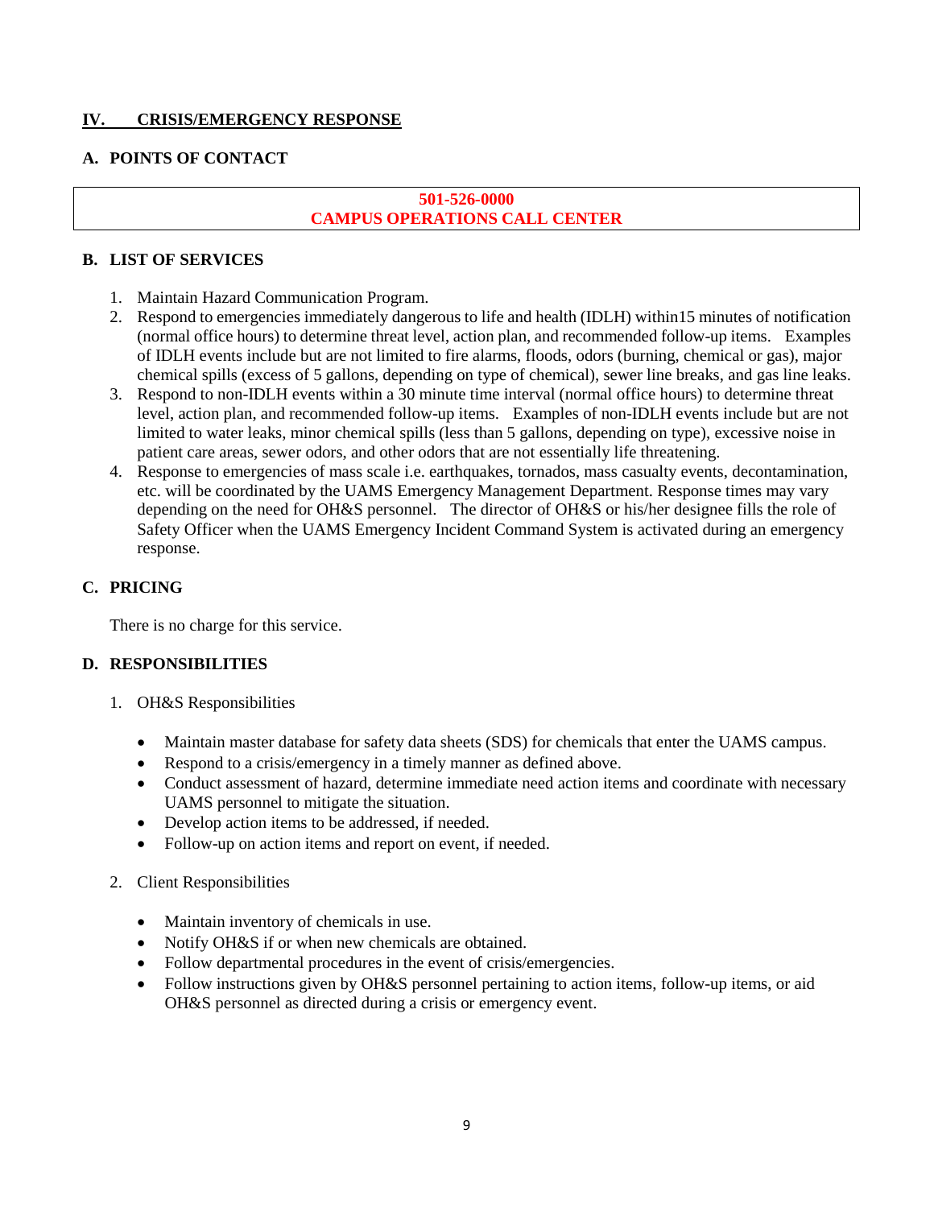## IV. CRISIS/EMERGENCY RESPONSE

### A. POINTS OF CONTACT

**501-526-0000**
**CAMPUS OPERATIONS CALL CENTER**

### B. LIST OF SERVICES

1. Maintain Hazard Communication Program.
2. Respond to emergencies immediately dangerous to life and health (IDLH) within15 minutes of notification (normal office hours) to determine threat level, action plan, and recommended follow-up items. Examples of IDLH events include but are not limited to fire alarms, floods, odors (burning, chemical or gas), major chemical spills (excess of 5 gallons, depending on type of chemical), sewer line breaks, and gas line leaks.
3. Respond to non-IDLH events within a 30 minute time interval (normal office hours) to determine threat level, action plan, and recommended follow-up items. Examples of non-IDLH events include but are not limited to water leaks, minor chemical spills (less than 5 gallons, depending on type), excessive noise in patient care areas, sewer odors, and other odors that are not essentially life threatening.
4. Response to emergencies of mass scale i.e. earthquakes, tornados, mass casualty events, decontamination, etc. will be coordinated by the UAMS Emergency Management Department. Response times may vary depending on the need for OH&S personnel. The director of OH&S or his/her designee fills the role of Safety Officer when the UAMS Emergency Incident Command System is activated during an emergency response.

### C. PRICING

There is no charge for this service.

### D. RESPONSIBILITIES

1. OH&S Responsibilities

   - Maintain master database for safety data sheets (SDS) for chemicals that enter the UAMS campus.
   - Respond to a crisis/emergency in a timely manner as defined above.
   - Conduct assessment of hazard, determine immediate need action items and coordinate with necessary UAMS personnel to mitigate the situation.
   - Develop action items to be addressed, if needed.
   - Follow-up on action items and report on event, if needed.

2. Client Responsibilities

   - Maintain inventory of chemicals in use.
   - Notify OH&S if or when new chemicals are obtained.
   - Follow departmental procedures in the event of crisis/emergencies.
   - Follow instructions given by OH&S personnel pertaining to action items, follow-up items, or aid OH&S personnel as directed during a crisis or emergency event.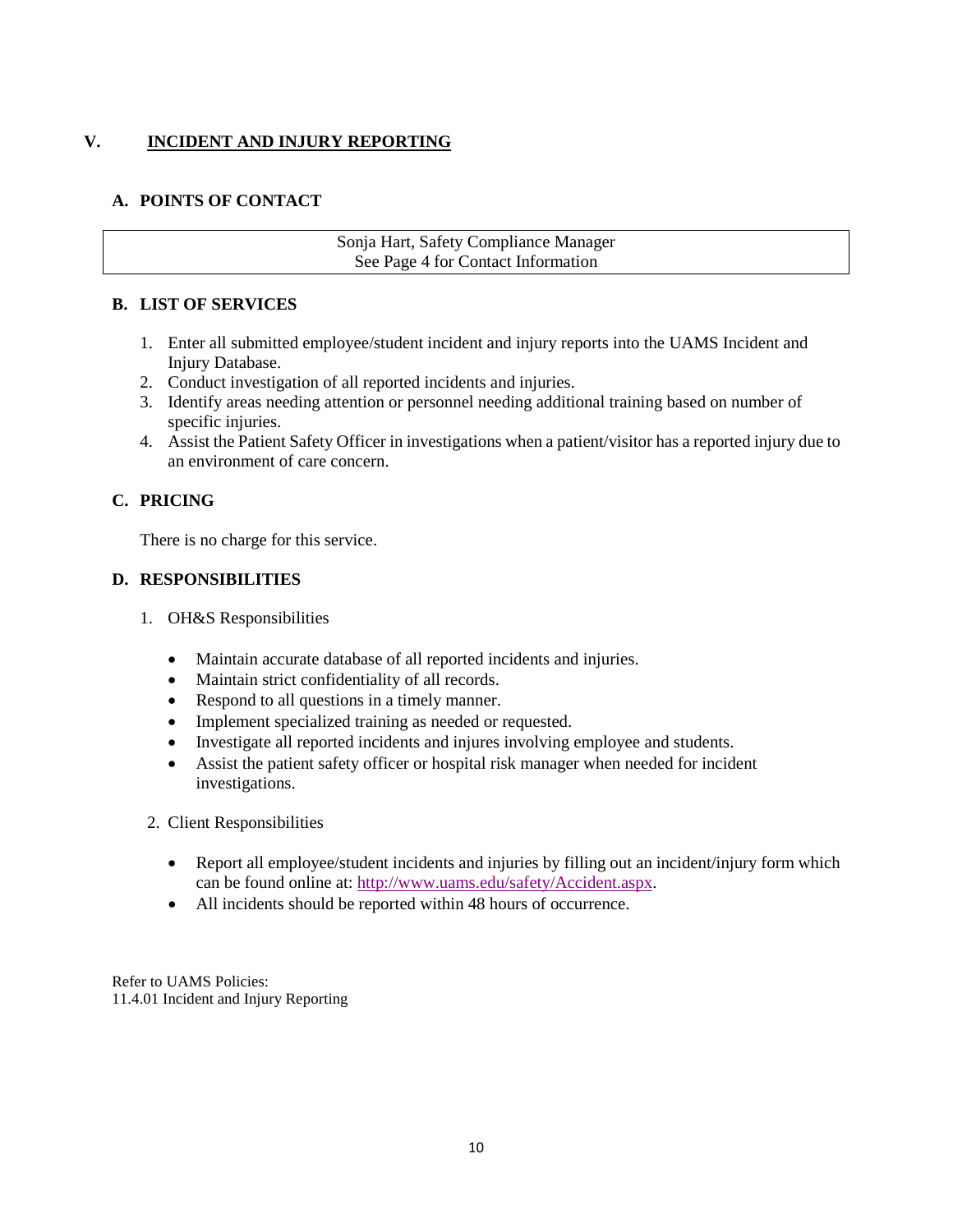# V. INCIDENT AND INJURY REPORTING

## A. POINTS OF CONTACT

| Sonja Hart, Safety Compliance Manager<br>See Page 4 for Contact Information |
|---|

## B. LIST OF SERVICES

1. Enter all submitted employee/student incident and injury reports into the UAMS Incident and Injury Database.
2. Conduct investigation of all reported incidents and injuries.
3. Identify areas needing attention or personnel needing additional training based on number of specific injuries.
4. Assist the Patient Safety Officer in investigations when a patient/visitor has a reported injury due to an environment of care concern.

## C. PRICING

There is no charge for this service.

## D. RESPONSIBILITIES

1. OH&S Responsibilities

   - Maintain accurate database of all reported incidents and injuries.
   - Maintain strict confidentiality of all records.
   - Respond to all questions in a timely manner.
   - Implement specialized training as needed or requested.
   - Investigate all reported incidents and injures involving employee and students.
   - Assist the patient safety officer or hospital risk manager when needed for incident investigations.

2. Client Responsibilities

   - Report all employee/student incidents and injuries by filling out an incident/injury form which can be found online at: http://www.uams.edu/safety/Accident.aspx.
   - All incidents should be reported within 48 hours of occurrence.

Refer to UAMS Policies:
11.4.01 Incident and Injury Reporting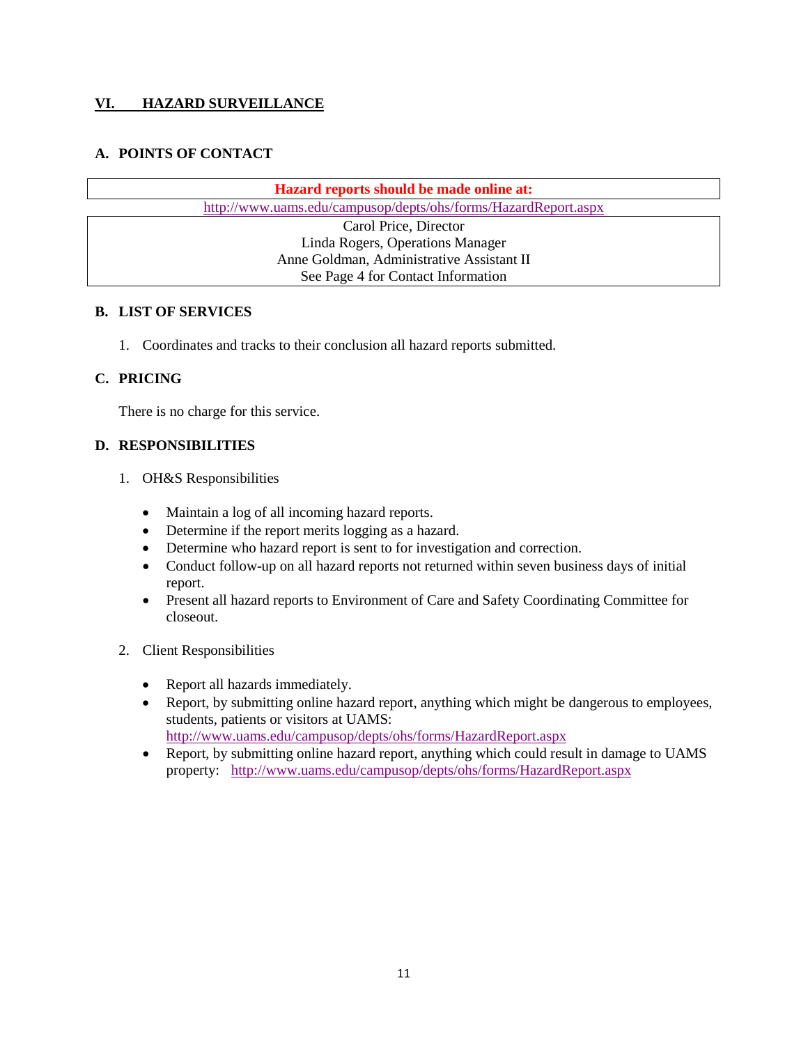## VI. HAZARD SURVEILLANCE

### A. POINTS OF CONTACT

| **Hazard reports should be made online at:** |
| --- |
| http://www.uams.edu/campusop/depts/ohs/forms/HazardReport.aspx |
| Carol Price, Director<br>Linda Rogers, Operations Manager<br>Anne Goldman, Administrative Assistant II<br>See Page 4 for Contact Information |

### B. LIST OF SERVICES

1. Coordinates and tracks to their conclusion all hazard reports submitted.

### C. PRICING

There is no charge for this service.

### D. RESPONSIBILITIES

1. OH&S Responsibilities

   - Maintain a log of all incoming hazard reports.
   - Determine if the report merits logging as a hazard.
   - Determine who hazard report is sent to for investigation and correction.
   - Conduct follow-up on all hazard reports not returned within seven business days of initial report.
   - Present all hazard reports to Environment of Care and Safety Coordinating Committee for closeout.

2. Client Responsibilities

   - Report all hazards immediately.
   - Report, by submitting online hazard report, anything which might be dangerous to employees, students, patients or visitors at UAMS: http://www.uams.edu/campusop/depts/ohs/forms/HazardReport.aspx
   - Report, by submitting online hazard report, anything which could result in damage to UAMS property: http://www.uams.edu/campusop/depts/ohs/forms/HazardReport.aspx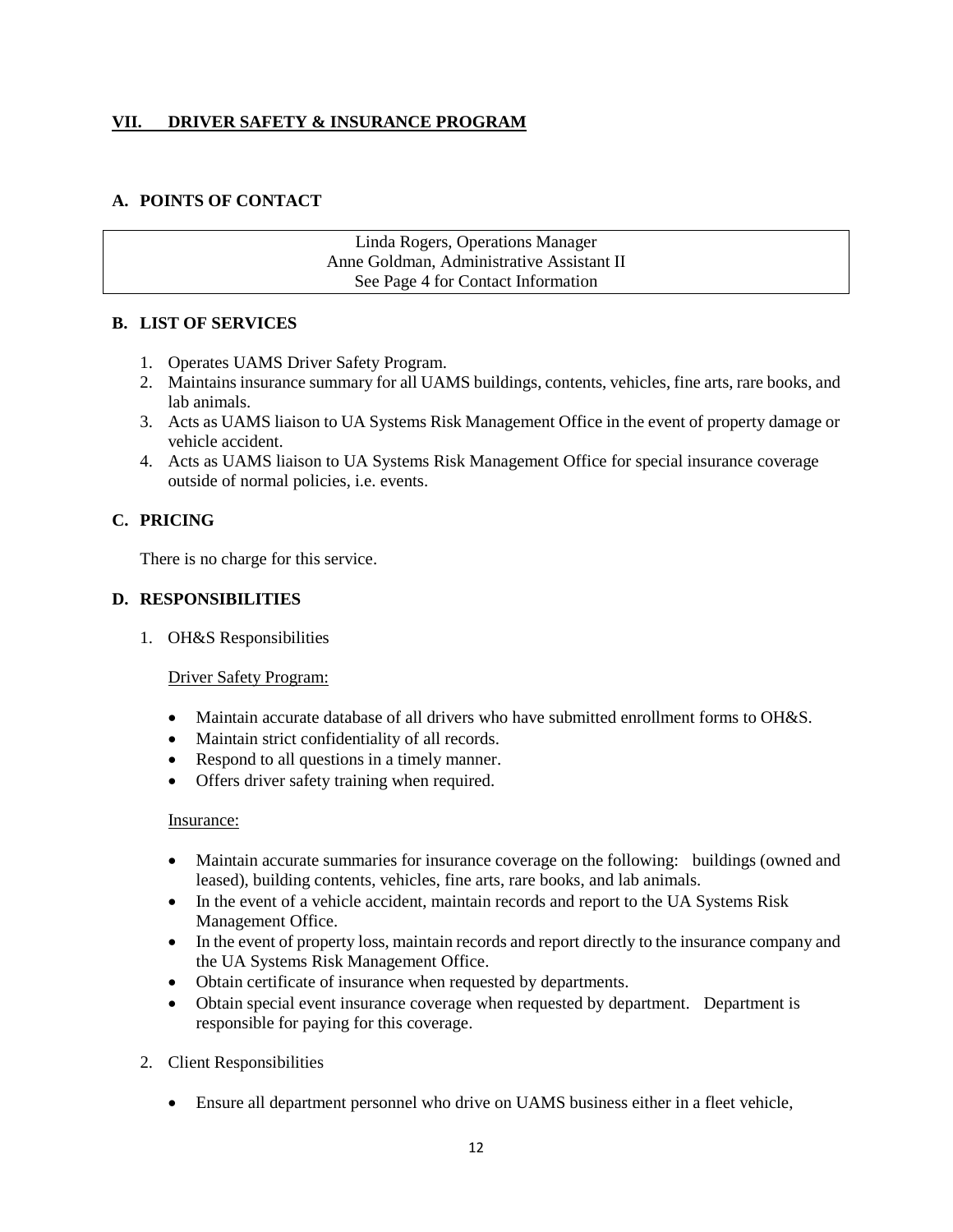## VII. DRIVER SAFETY & INSURANCE PROGRAM

### A. POINTS OF CONTACT

| Linda Rogers, Operations Manager<br>Anne Goldman, Administrative Assistant II<br>See Page 4 for Contact Information |
|---|

### B. LIST OF SERVICES

1. Operates UAMS Driver Safety Program.
2. Maintains insurance summary for all UAMS buildings, contents, vehicles, fine arts, rare books, and lab animals.
3. Acts as UAMS liaison to UA Systems Risk Management Office in the event of property damage or vehicle accident.
4. Acts as UAMS liaison to UA Systems Risk Management Office for special insurance coverage outside of normal policies, i.e. events.

### C. PRICING

There is no charge for this service.

### D. RESPONSIBILITIES

1. OH&S Responsibilities

   Driver Safety Program:

   - Maintain accurate database of all drivers who have submitted enrollment forms to OH&S.
   - Maintain strict confidentiality of all records.
   - Respond to all questions in a timely manner.
   - Offers driver safety training when required.

   Insurance:

   - Maintain accurate summaries for insurance coverage on the following: buildings (owned and leased), building contents, vehicles, fine arts, rare books, and lab animals.
   - In the event of a vehicle accident, maintain records and report to the UA Systems Risk Management Office.
   - In the event of property loss, maintain records and report directly to the insurance company and the UA Systems Risk Management Office.
   - Obtain certificate of insurance when requested by departments.
   - Obtain special event insurance coverage when requested by department. Department is responsible for paying for this coverage.

2. Client Responsibilities

   - Ensure all department personnel who drive on UAMS business either in a fleet vehicle,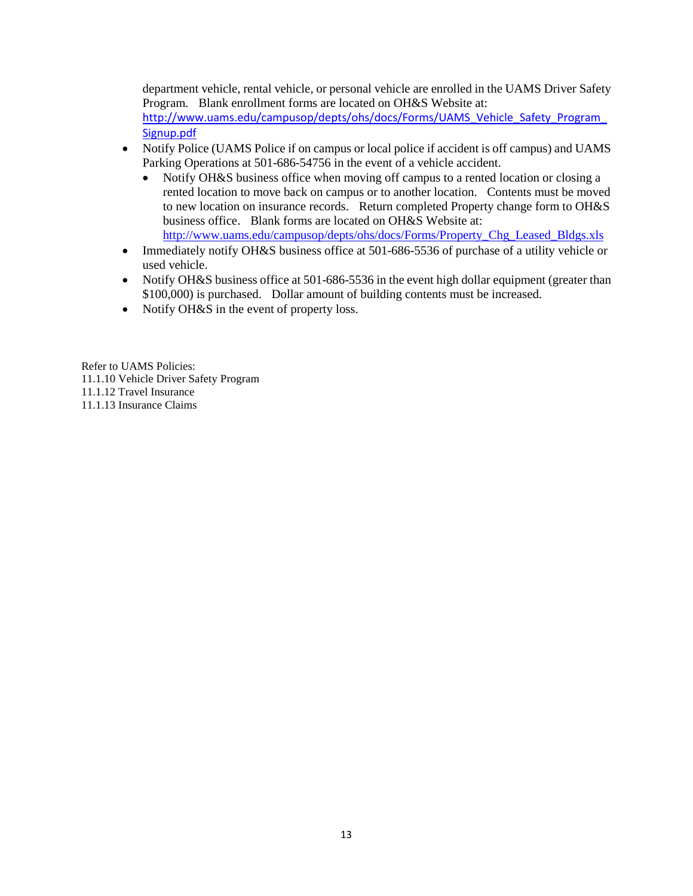department vehicle, rental vehicle, or personal vehicle are enrolled in the UAMS Driver Safety Program. Blank enrollment forms are located on OH&S Website at: http://www.uams.edu/campusop/depts/ohs/docs/Forms/UAMS_Vehicle_Safety_Program_Signup.pdf

- Notify Police (UAMS Police if on campus or local police if accident is off campus) and UAMS Parking Operations at 501-686-54756 in the event of a vehicle accident.
  - Notify OH&S business office when moving off campus to a rented location or closing a rented location to move back on campus or to another location. Contents must be moved to new location on insurance records. Return completed Property change form to OH&S business office. Blank forms are located on OH&S Website at: http://www.uams.edu/campusop/depts/ohs/docs/Forms/Property_Chg_Leased_Bldgs.xls
- Immediately notify OH&S business office at 501-686-5536 of purchase of a utility vehicle or used vehicle.
- Notify OH&S business office at 501-686-5536 in the event high dollar equipment (greater than $100,000) is purchased. Dollar amount of building contents must be increased.
- Notify OH&S in the event of property loss.

Refer to UAMS Policies:
11.1.10 Vehicle Driver Safety Program
11.1.12 Travel Insurance
11.1.13 Insurance Claims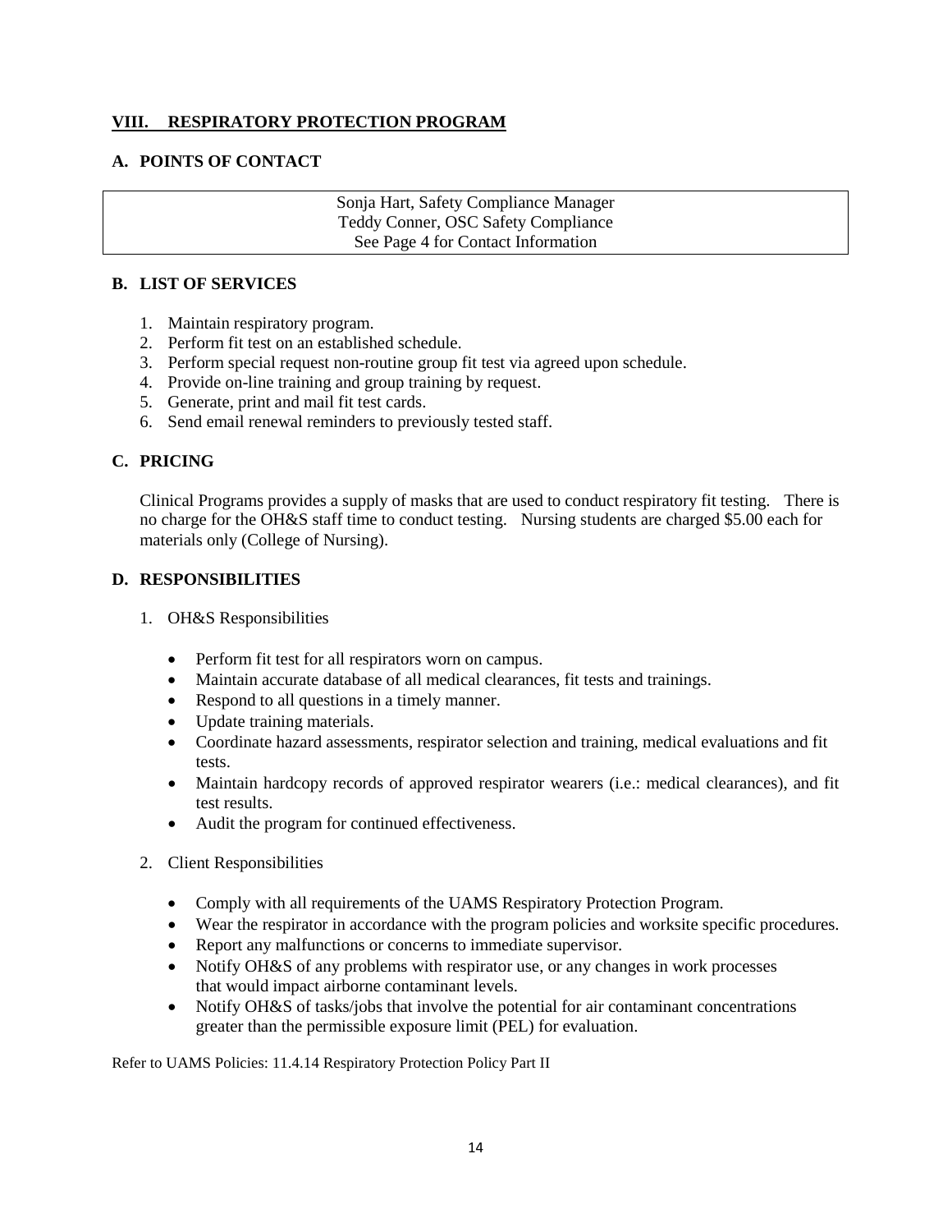## VIII. RESPIRATORY PROTECTION PROGRAM

### A. POINTS OF CONTACT

| Sonja Hart, Safety Compliance Manager<br>Teddy Conner, OSC Safety Compliance<br>See Page 4 for Contact Information |
|---|

### B. LIST OF SERVICES

1. Maintain respiratory program.
2. Perform fit test on an established schedule.
3. Perform special request non-routine group fit test via agreed upon schedule.
4. Provide on-line training and group training by request.
5. Generate, print and mail fit test cards.
6. Send email renewal reminders to previously tested staff.

### C. PRICING

Clinical Programs provides a supply of masks that are used to conduct respiratory fit testing. There is no charge for the OH&S staff time to conduct testing. Nursing students are charged $5.00 each for materials only (College of Nursing).

### D. RESPONSIBILITIES

1. OH&S Responsibilities
   - Perform fit test for all respirators worn on campus.
   - Maintain accurate database of all medical clearances, fit tests and trainings.
   - Respond to all questions in a timely manner.
   - Update training materials.
   - Coordinate hazard assessments, respirator selection and training, medical evaluations and fit tests.
   - Maintain hardcopy records of approved respirator wearers (i.e.: medical clearances), and fit test results.
   - Audit the program for continued effectiveness.

2. Client Responsibilities
   - Comply with all requirements of the UAMS Respiratory Protection Program.
   - Wear the respirator in accordance with the program policies and worksite specific procedures.
   - Report any malfunctions or concerns to immediate supervisor.
   - Notify OH&S of any problems with respirator use, or any changes in work processes that would impact airborne contaminant levels.
   - Notify OH&S of tasks/jobs that involve the potential for air contaminant concentrations greater than the permissible exposure limit (PEL) for evaluation.

Refer to UAMS Policies: 11.4.14 Respiratory Protection Policy Part II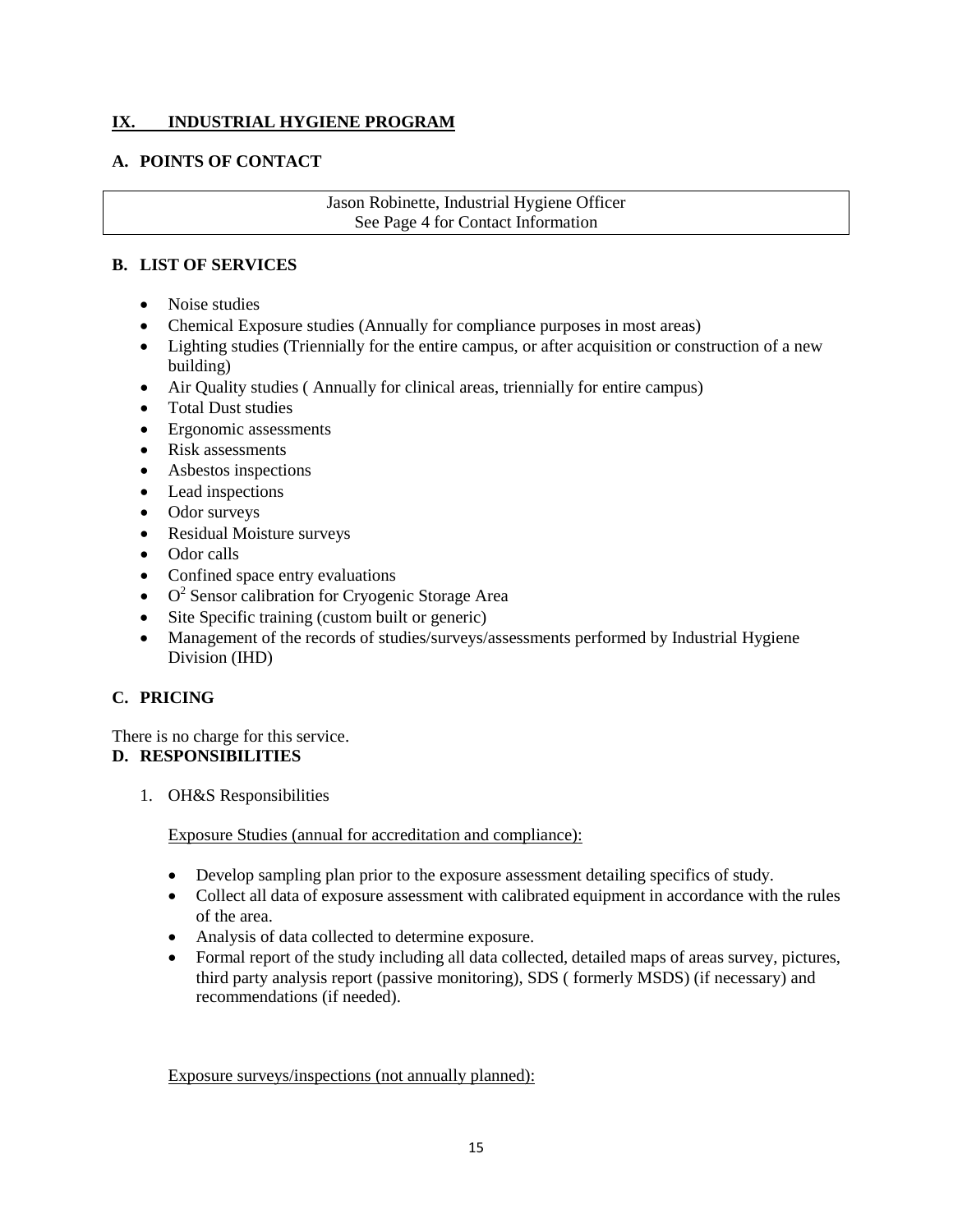## IX. INDUSTRIAL HYGIENE PROGRAM

### A. POINTS OF CONTACT

| Jason Robinette, Industrial Hygiene Officer<br>See Page 4 for Contact Information |
|---|

### B. LIST OF SERVICES

- Noise studies
- Chemical Exposure studies (Annually for compliance purposes in most areas)
- Lighting studies (Triennially for the entire campus, or after acquisition or construction of a new building)
- Air Quality studies ( Annually for clinical areas, triennially for entire campus)
- Total Dust studies
- Ergonomic assessments
- Risk assessments
- Asbestos inspections
- Lead inspections
- Odor surveys
- Residual Moisture surveys
- Odor calls
- Confined space entry evaluations
- $O^2$ Sensor calibration for Cryogenic Storage Area
- Site Specific training (custom built or generic)
- Management of the records of studies/surveys/assessments performed by Industrial Hygiene Division (IHD)

### C. PRICING

There is no charge for this service.

### D. RESPONSIBILITIES

1. OH&S Responsibilities

   Exposure Studies (annual for accreditation and compliance):

   - Develop sampling plan prior to the exposure assessment detailing specifics of study.
   - Collect all data of exposure assessment with calibrated equipment in accordance with the rules of the area.
   - Analysis of data collected to determine exposure.
   - Formal report of the study including all data collected, detailed maps of areas survey, pictures, third party analysis report (passive monitoring), SDS ( formerly MSDS) (if necessary) and recommendations (if needed).

   Exposure surveys/inspections (not annually planned):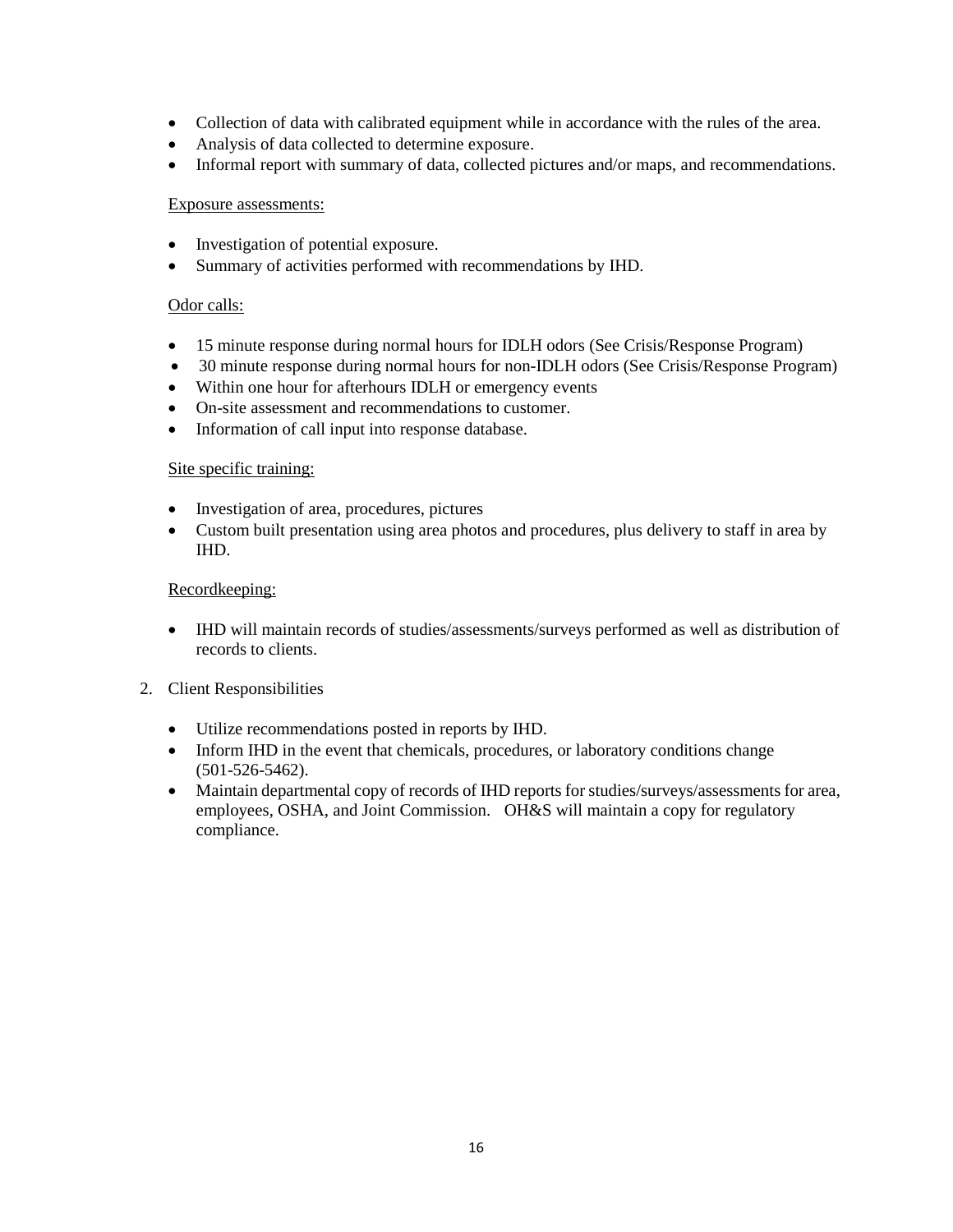- Collection of data with calibrated equipment while in accordance with the rules of the area.
- Analysis of data collected to determine exposure.
- Informal report with summary of data, collected pictures and/or maps, and recommendations.

Exposure assessments:

- Investigation of potential exposure.
- Summary of activities performed with recommendations by IHD.

Odor calls:

- 15 minute response during normal hours for IDLH odors (See Crisis/Response Program)
- 30 minute response during normal hours for non-IDLH odors (See Crisis/Response Program)
- Within one hour for afterhours IDLH or emergency events
- On-site assessment and recommendations to customer.
- Information of call input into response database.

Site specific training:

- Investigation of area, procedures, pictures
- Custom built presentation using area photos and procedures, plus delivery to staff in area by IHD.

Recordkeeping:

- IHD will maintain records of studies/assessments/surveys performed as well as distribution of records to clients.

2. Client Responsibilities

- Utilize recommendations posted in reports by IHD.
- Inform IHD in the event that chemicals, procedures, or laboratory conditions change (501-526-5462).
- Maintain departmental copy of records of IHD reports for studies/surveys/assessments for area, employees, OSHA, and Joint Commission. OH&S will maintain a copy for regulatory compliance.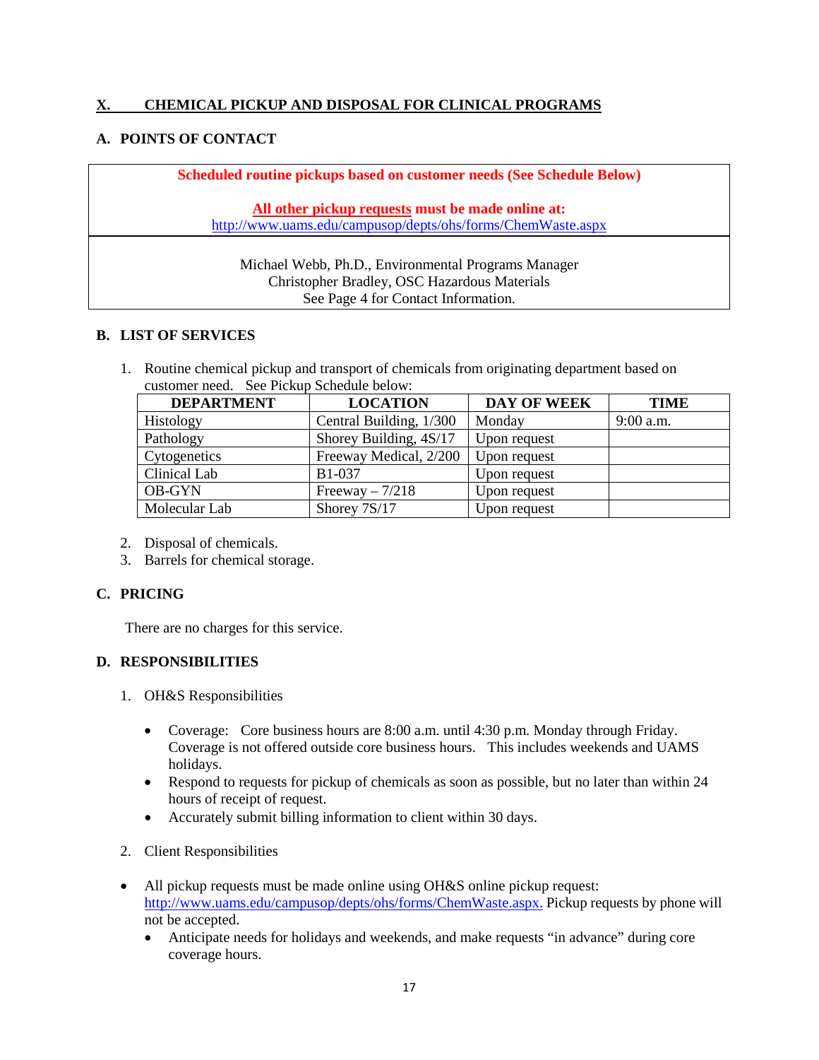## X. CHEMICAL PICKUP AND DISPOSAL FOR CLINICAL PROGRAMS

### A. POINTS OF CONTACT

**Scheduled routine pickups based on customer needs (See Schedule Below)**

**All other pickup requests must be made online at:**
http://www.uams.edu/campusop/depts/ohs/forms/ChemWaste.aspx

Michael Webb, Ph.D., Environmental Programs Manager
Christopher Bradley, OSC Hazardous Materials
See Page 4 for Contact Information.

### B. LIST OF SERVICES

1. Routine chemical pickup and transport of chemicals from originating department based on customer need. See Pickup Schedule below:

| DEPARTMENT | LOCATION | DAY OF WEEK | TIME |
|---|---|---|---|
| Histology | Central Building, 1/300 | Monday | 9:00 a.m. |
| Pathology | Shorey Building, 4S/17 | Upon request | |
| Cytogenetics | Freeway Medical, 2/200 | Upon request | |
| Clinical Lab | B1-037 | Upon request | |
| OB-GYN | Freeway – 7/218 | Upon request | |
| Molecular Lab | Shorey 7S/17 | Upon request | |

2. Disposal of chemicals.
3. Barrels for chemical storage.

### C. PRICING

There are no charges for this service.

### D. RESPONSIBILITIES

1. OH&S Responsibilities

   - Coverage: Core business hours are 8:00 a.m. until 4:30 p.m. Monday through Friday. Coverage is not offered outside core business hours. This includes weekends and UAMS holidays.
   - Respond to requests for pickup of chemicals as soon as possible, but no later than within 24 hours of receipt of request.
   - Accurately submit billing information to client within 30 days.

2. Client Responsibilities

- All pickup requests must be made online using OH&S online pickup request: http://www.uams.edu/campusop/depts/ohs/forms/ChemWaste.aspx. Pickup requests by phone will not be accepted.
  - Anticipate needs for holidays and weekends, and make requests "in advance" during core coverage hours.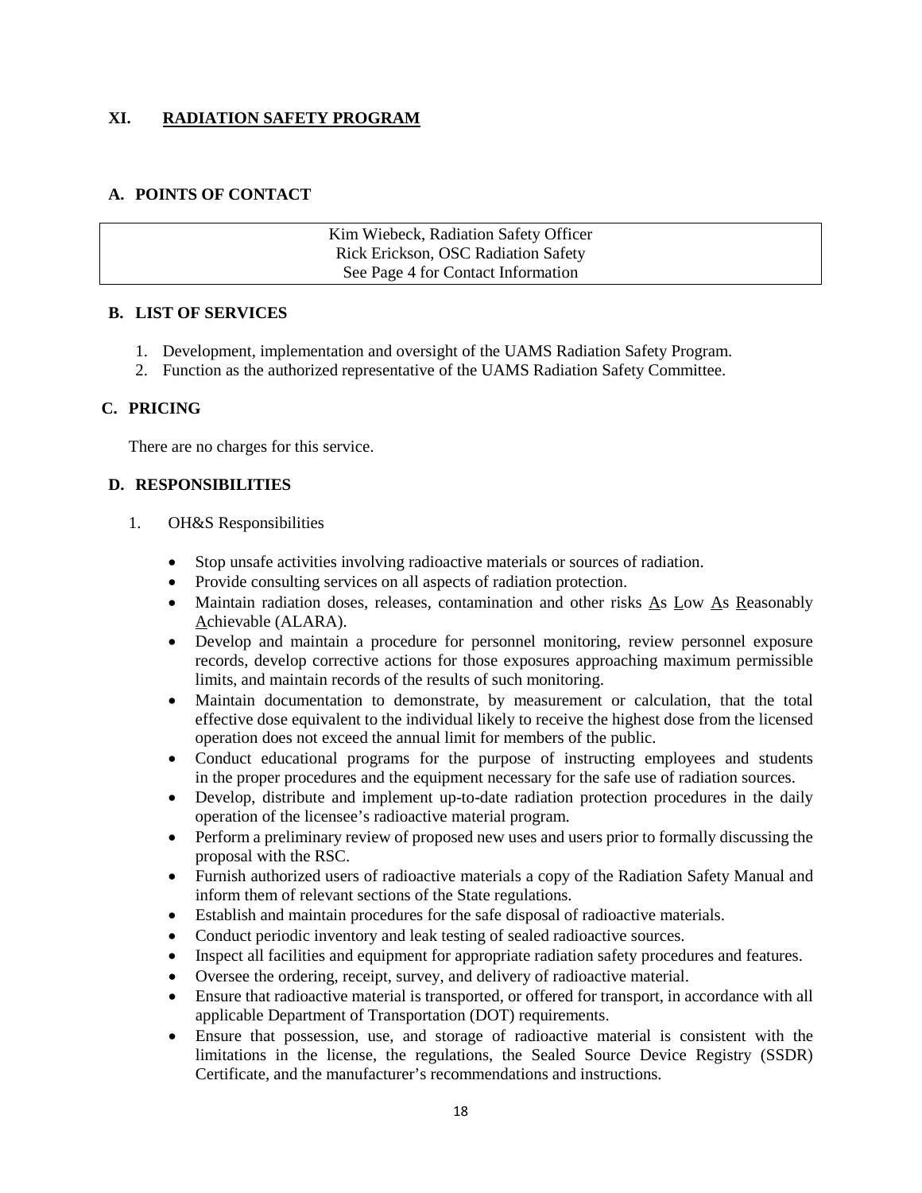## XI. RADIATION SAFETY PROGRAM

### A. POINTS OF CONTACT

| Kim Wiebeck, Radiation Safety Officer<br>Rick Erickson, OSC Radiation Safety<br>See Page 4 for Contact Information |
|---|

### B. LIST OF SERVICES

1. Development, implementation and oversight of the UAMS Radiation Safety Program.
2. Function as the authorized representative of the UAMS Radiation Safety Committee.

### C. PRICING

There are no charges for this service.

### D. RESPONSIBILITIES

1. OH&S Responsibilities

   - Stop unsafe activities involving radioactive materials or sources of radiation.
   - Provide consulting services on all aspects of radiation protection.
   - Maintain radiation doses, releases, contamination and other risks As Low As Reasonably Achievable (ALARA).
   - Develop and maintain a procedure for personnel monitoring, review personnel exposure records, develop corrective actions for those exposures approaching maximum permissible limits, and maintain records of the results of such monitoring.
   - Maintain documentation to demonstrate, by measurement or calculation, that the total effective dose equivalent to the individual likely to receive the highest dose from the licensed operation does not exceed the annual limit for members of the public.
   - Conduct educational programs for the purpose of instructing employees and students in the proper procedures and the equipment necessary for the safe use of radiation sources.
   - Develop, distribute and implement up-to-date radiation protection procedures in the daily operation of the licensee's radioactive material program.
   - Perform a preliminary review of proposed new uses and users prior to formally discussing the proposal with the RSC.
   - Furnish authorized users of radioactive materials a copy of the Radiation Safety Manual and inform them of relevant sections of the State regulations.
   - Establish and maintain procedures for the safe disposal of radioactive materials.
   - Conduct periodic inventory and leak testing of sealed radioactive sources.
   - Inspect all facilities and equipment for appropriate radiation safety procedures and features.
   - Oversee the ordering, receipt, survey, and delivery of radioactive material.
   - Ensure that radioactive material is transported, or offered for transport, in accordance with all applicable Department of Transportation (DOT) requirements.
   - Ensure that possession, use, and storage of radioactive material is consistent with the limitations in the license, the regulations, the Sealed Source Device Registry (SSDR) Certificate, and the manufacturer's recommendations and instructions.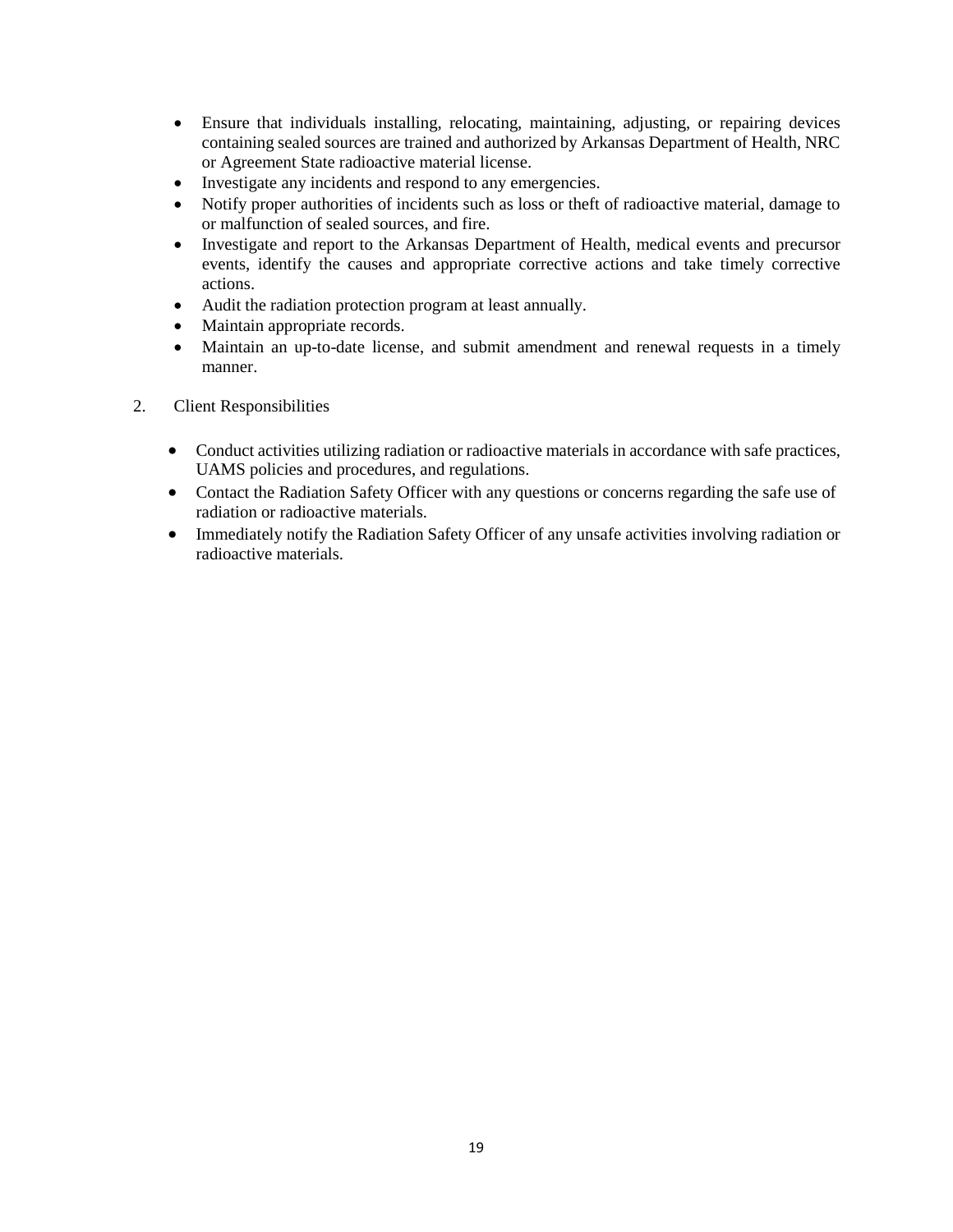- Ensure that individuals installing, relocating, maintaining, adjusting, or repairing devices containing sealed sources are trained and authorized by Arkansas Department of Health, NRC or Agreement State radioactive material license.
- Investigate any incidents and respond to any emergencies.
- Notify proper authorities of incidents such as loss or theft of radioactive material, damage to or malfunction of sealed sources, and fire.
- Investigate and report to the Arkansas Department of Health, medical events and precursor events, identify the causes and appropriate corrective actions and take timely corrective actions.
- Audit the radiation protection program at least annually.
- Maintain appropriate records.
- Maintain an up-to-date license, and submit amendment and renewal requests in a timely manner.

2. Client Responsibilities

- Conduct activities utilizing radiation or radioactive materials in accordance with safe practices, UAMS policies and procedures, and regulations.
- Contact the Radiation Safety Officer with any questions or concerns regarding the safe use of radiation or radioactive materials.
- Immediately notify the Radiation Safety Officer of any unsafe activities involving radiation or radioactive materials.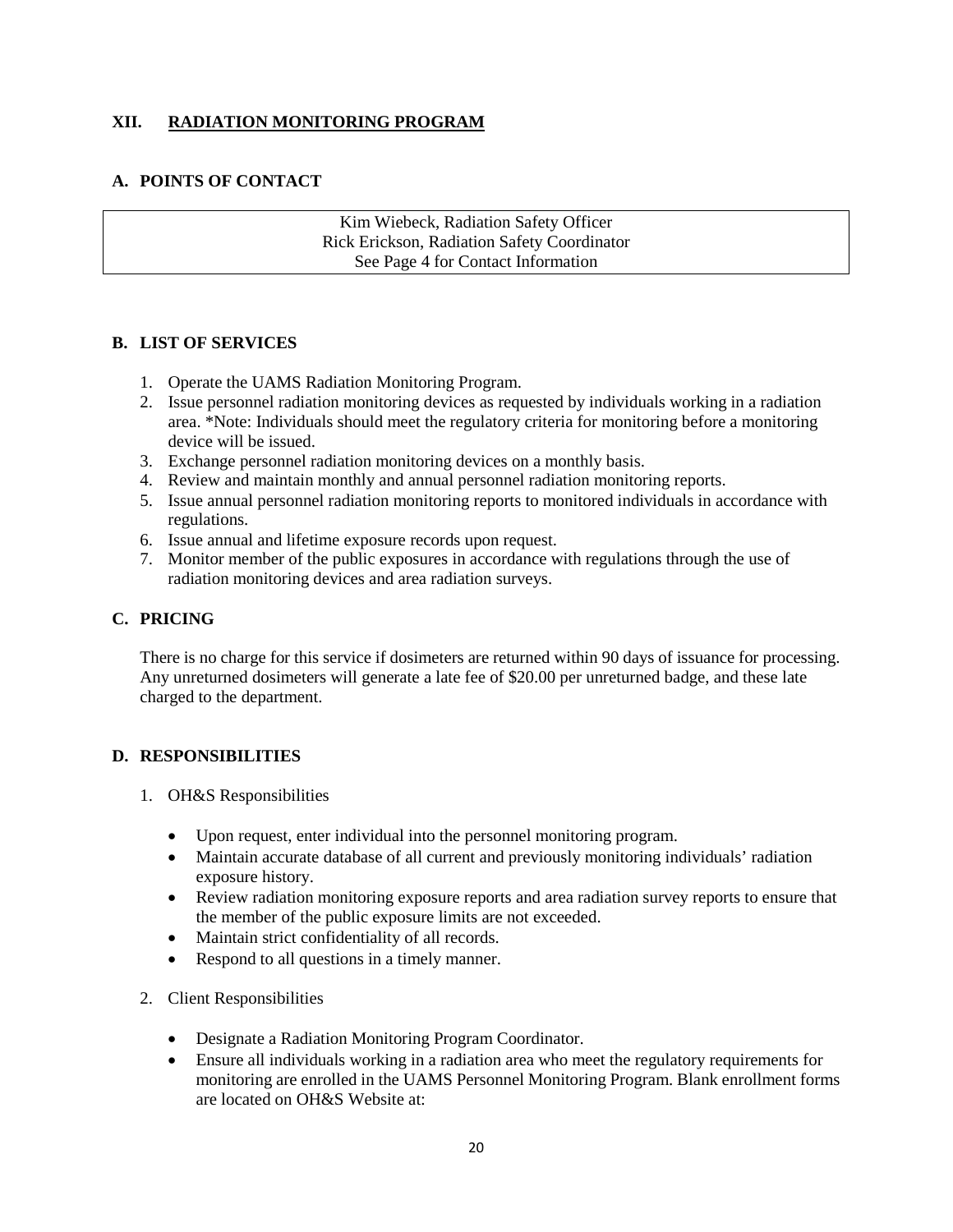## XII. RADIATION MONITORING PROGRAM

### A. POINTS OF CONTACT

| Kim Wiebeck, Radiation Safety Officer<br>Rick Erickson, Radiation Safety Coordinator<br>See Page 4 for Contact Information |
|---|

### B. LIST OF SERVICES

1. Operate the UAMS Radiation Monitoring Program.
2. Issue personnel radiation monitoring devices as requested by individuals working in a radiation area. *Note: Individuals should meet the regulatory criteria for monitoring before a monitoring device will be issued.
3. Exchange personnel radiation monitoring devices on a monthly basis.
4. Review and maintain monthly and annual personnel radiation monitoring reports.
5. Issue annual personnel radiation monitoring reports to monitored individuals in accordance with regulations.
6. Issue annual and lifetime exposure records upon request.
7. Monitor member of the public exposures in accordance with regulations through the use of radiation monitoring devices and area radiation surveys.

### C. PRICING

There is no charge for this service if dosimeters are returned within 90 days of issuance for processing. Any unreturned dosimeters will generate a late fee of $20.00 per unreturned badge, and these late charged to the department.

### D. RESPONSIBILITIES

1. OH&S Responsibilities
   - Upon request, enter individual into the personnel monitoring program.
   - Maintain accurate database of all current and previously monitoring individuals' radiation exposure history.
   - Review radiation monitoring exposure reports and area radiation survey reports to ensure that the member of the public exposure limits are not exceeded.
   - Maintain strict confidentiality of all records.
   - Respond to all questions in a timely manner.
2. Client Responsibilities
   - Designate a Radiation Monitoring Program Coordinator.
   - Ensure all individuals working in a radiation area who meet the regulatory requirements for monitoring are enrolled in the UAMS Personnel Monitoring Program. Blank enrollment forms are located on OH&S Website at: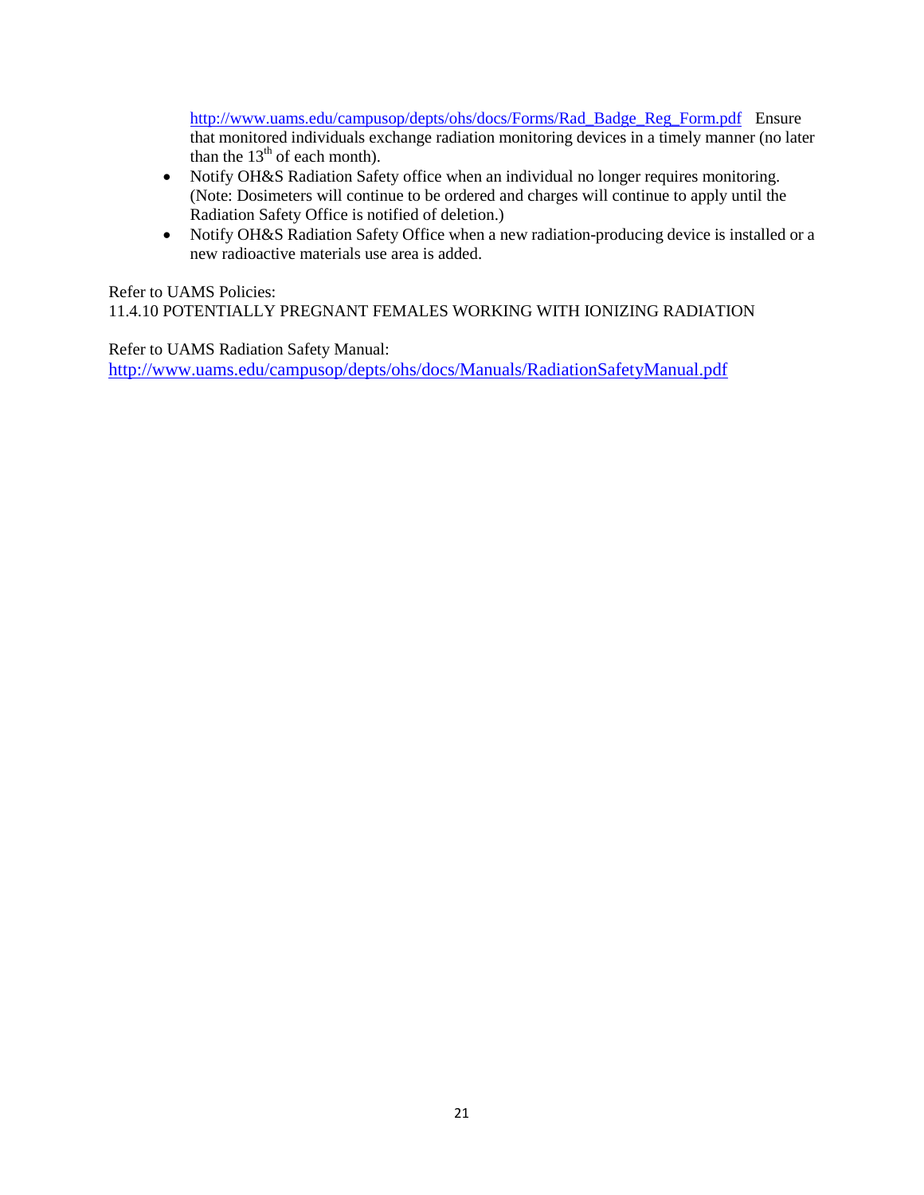http://www.uams.edu/campusop/depts/ohs/docs/Forms/Rad_Badge_Reg_Form.pdf Ensure that monitored individuals exchange radiation monitoring devices in a timely manner (no later than the 13th of each month).

- Notify OH&S Radiation Safety office when an individual no longer requires monitoring. (Note: Dosimeters will continue to be ordered and charges will continue to apply until the Radiation Safety Office is notified of deletion.)
- Notify OH&S Radiation Safety Office when a new radiation-producing device is installed or a new radioactive materials use area is added.

Refer to UAMS Policies:
11.4.10 POTENTIALLY PREGNANT FEMALES WORKING WITH IONIZING RADIATION

Refer to UAMS Radiation Safety Manual:
http://www.uams.edu/campusop/depts/ohs/docs/Manuals/RadiationSafetyManual.pdf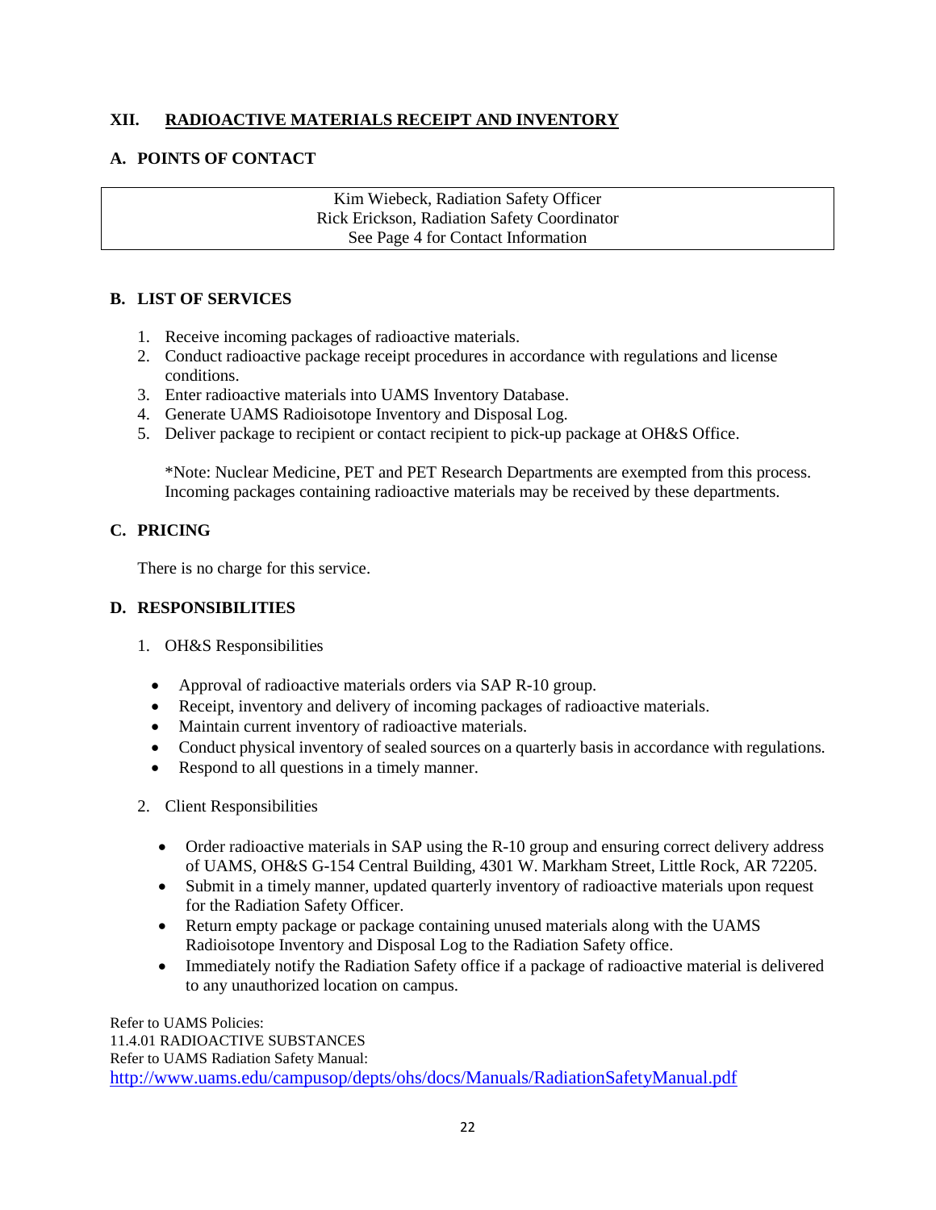## XII. RADIOACTIVE MATERIALS RECEIPT AND INVENTORY

### A. POINTS OF CONTACT

| Kim Wiebeck, Radiation Safety Officer<br>Rick Erickson, Radiation Safety Coordinator<br>See Page 4 for Contact Information |
|---|

### B. LIST OF SERVICES

1. Receive incoming packages of radioactive materials.
2. Conduct radioactive package receipt procedures in accordance with regulations and license conditions.
3. Enter radioactive materials into UAMS Inventory Database.
4. Generate UAMS Radioisotope Inventory and Disposal Log.
5. Deliver package to recipient or contact recipient to pick-up package at OH&S Office.

*Note: Nuclear Medicine, PET and PET Research Departments are exempted from this process. Incoming packages containing radioactive materials may be received by these departments.

### C. PRICING

There is no charge for this service.

### D. RESPONSIBILITIES

1. OH&S Responsibilities
   - Approval of radioactive materials orders via SAP R-10 group.
   - Receipt, inventory and delivery of incoming packages of radioactive materials.
   - Maintain current inventory of radioactive materials.
   - Conduct physical inventory of sealed sources on a quarterly basis in accordance with regulations.
   - Respond to all questions in a timely manner.

2. Client Responsibilities
   - Order radioactive materials in SAP using the R-10 group and ensuring correct delivery address of UAMS, OH&S G-154 Central Building, 4301 W. Markham Street, Little Rock, AR 72205.
   - Submit in a timely manner, updated quarterly inventory of radioactive materials upon request for the Radiation Safety Officer.
   - Return empty package or package containing unused materials along with the UAMS Radioisotope Inventory and Disposal Log to the Radiation Safety office.
   - Immediately notify the Radiation Safety office if a package of radioactive material is delivered to any unauthorized location on campus.

Refer to UAMS Policies:
11.4.01 RADIOACTIVE SUBSTANCES
Refer to UAMS Radiation Safety Manual:
http://www.uams.edu/campusop/depts/ohs/docs/Manuals/RadiationSafetyManual.pdf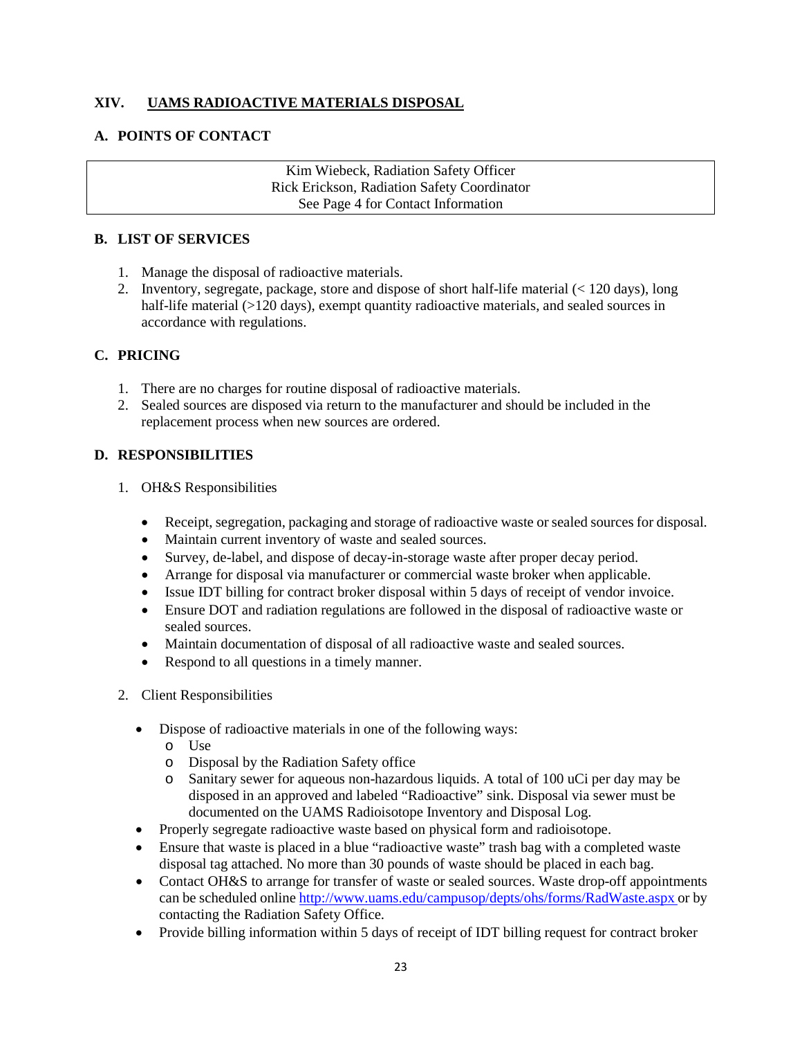## XIV. UAMS RADIOACTIVE MATERIALS DISPOSAL

### A. POINTS OF CONTACT

| Kim Wiebeck, Radiation Safety Officer<br>Rick Erickson, Radiation Safety Coordinator<br>See Page 4 for Contact Information |
|---|

### B. LIST OF SERVICES

1. Manage the disposal of radioactive materials.
2. Inventory, segregate, package, store and dispose of short half-life material (< 120 days), long half-life material (>120 days), exempt quantity radioactive materials, and sealed sources in accordance with regulations.

### C. PRICING

1. There are no charges for routine disposal of radioactive materials.
2. Sealed sources are disposed via return to the manufacturer and should be included in the replacement process when new sources are ordered.

### D. RESPONSIBILITIES

1. OH&S Responsibilities

   - Receipt, segregation, packaging and storage of radioactive waste or sealed sources for disposal.
   - Maintain current inventory of waste and sealed sources.
   - Survey, de-label, and dispose of decay-in-storage waste after proper decay period.
   - Arrange for disposal via manufacturer or commercial waste broker when applicable.
   - Issue IDT billing for contract broker disposal within 5 days of receipt of vendor invoice.
   - Ensure DOT and radiation regulations are followed in the disposal of radioactive waste or sealed sources.
   - Maintain documentation of disposal of all radioactive waste and sealed sources.
   - Respond to all questions in a timely manner.

2. Client Responsibilities

   - Dispose of radioactive materials in one of the following ways:
     - Use
     - Disposal by the Radiation Safety office
     - Sanitary sewer for aqueous non-hazardous liquids. A total of 100 uCi per day may be disposed in an approved and labeled "Radioactive" sink. Disposal via sewer must be documented on the UAMS Radioisotope Inventory and Disposal Log.
   - Properly segregate radioactive waste based on physical form and radioisotope.
   - Ensure that waste is placed in a blue "radioactive waste" trash bag with a completed waste disposal tag attached. No more than 30 pounds of waste should be placed in each bag.
   - Contact OH&S to arrange for transfer of waste or sealed sources. Waste drop-off appointments can be scheduled online http://www.uams.edu/campusop/depts/ohs/forms/RadWaste.aspx or by contacting the Radiation Safety Office.
   - Provide billing information within 5 days of receipt of IDT billing request for contract broker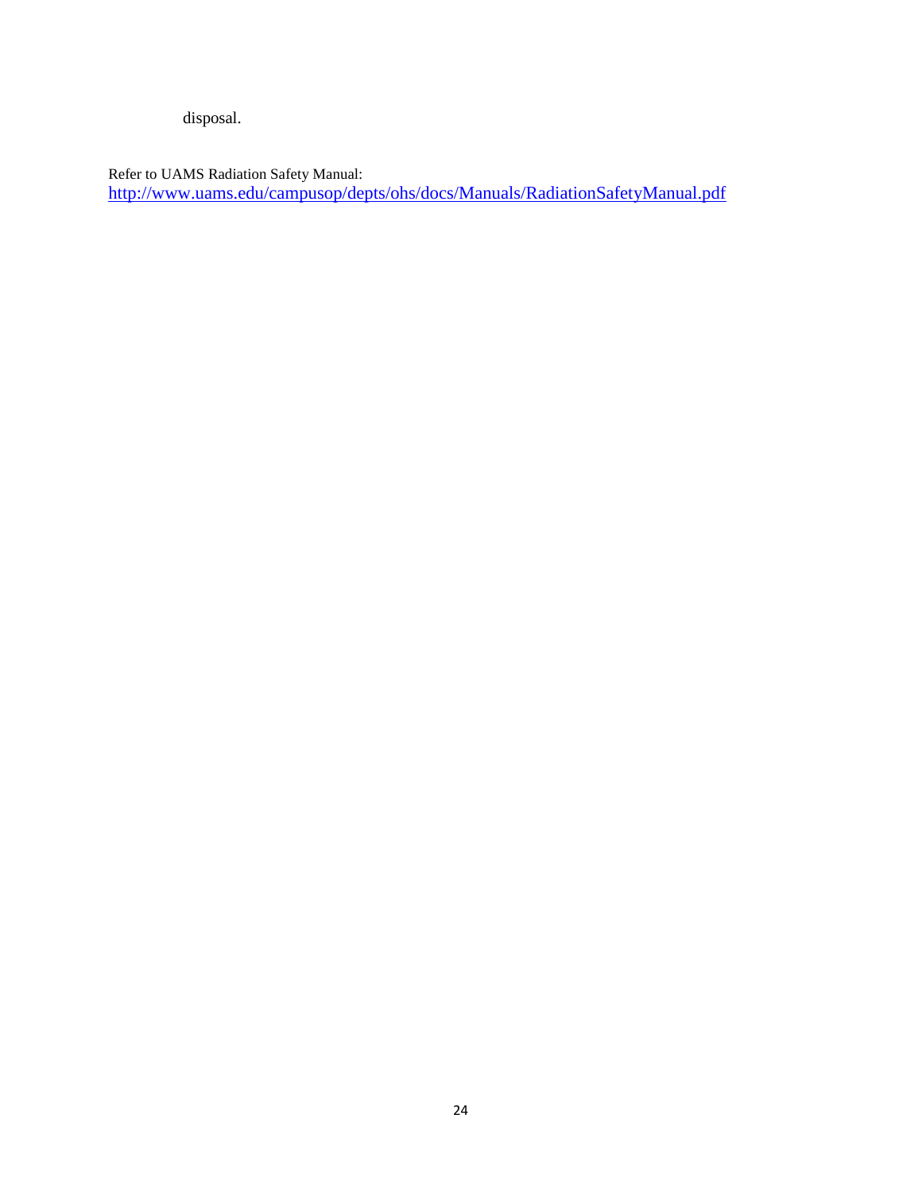disposal.

Refer to UAMS Radiation Safety Manual:
http://www.uams.edu/campusop/depts/ohs/docs/Manuals/RadiationSafetyManual.pdf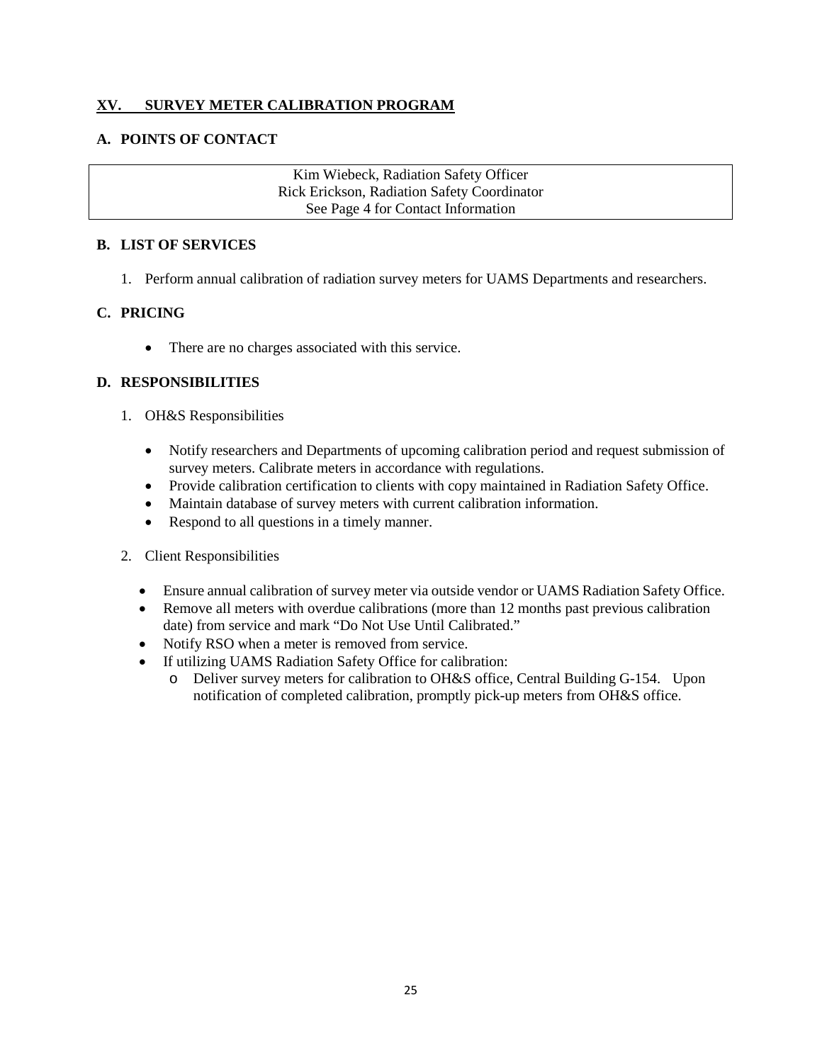## XV. SURVEY METER CALIBRATION PROGRAM

### A. POINTS OF CONTACT

| Kim Wiebeck, Radiation Safety Officer<br>Rick Erickson, Radiation Safety Coordinator<br>See Page 4 for Contact Information |
|---|

### B. LIST OF SERVICES

1. Perform annual calibration of radiation survey meters for UAMS Departments and researchers.

### C. PRICING

- There are no charges associated with this service.

### D. RESPONSIBILITIES

1. OH&S Responsibilities
   - Notify researchers and Departments of upcoming calibration period and request submission of survey meters. Calibrate meters in accordance with regulations.
   - Provide calibration certification to clients with copy maintained in Radiation Safety Office.
   - Maintain database of survey meters with current calibration information.
   - Respond to all questions in a timely manner.

2. Client Responsibilities
   - Ensure annual calibration of survey meter via outside vendor or UAMS Radiation Safety Office.
   - Remove all meters with overdue calibrations (more than 12 months past previous calibration date) from service and mark "Do Not Use Until Calibrated."
   - Notify RSO when a meter is removed from service.
   - If utilizing UAMS Radiation Safety Office for calibration:
     - Deliver survey meters for calibration to OH&S office, Central Building G-154. Upon notification of completed calibration, promptly pick-up meters from OH&S office.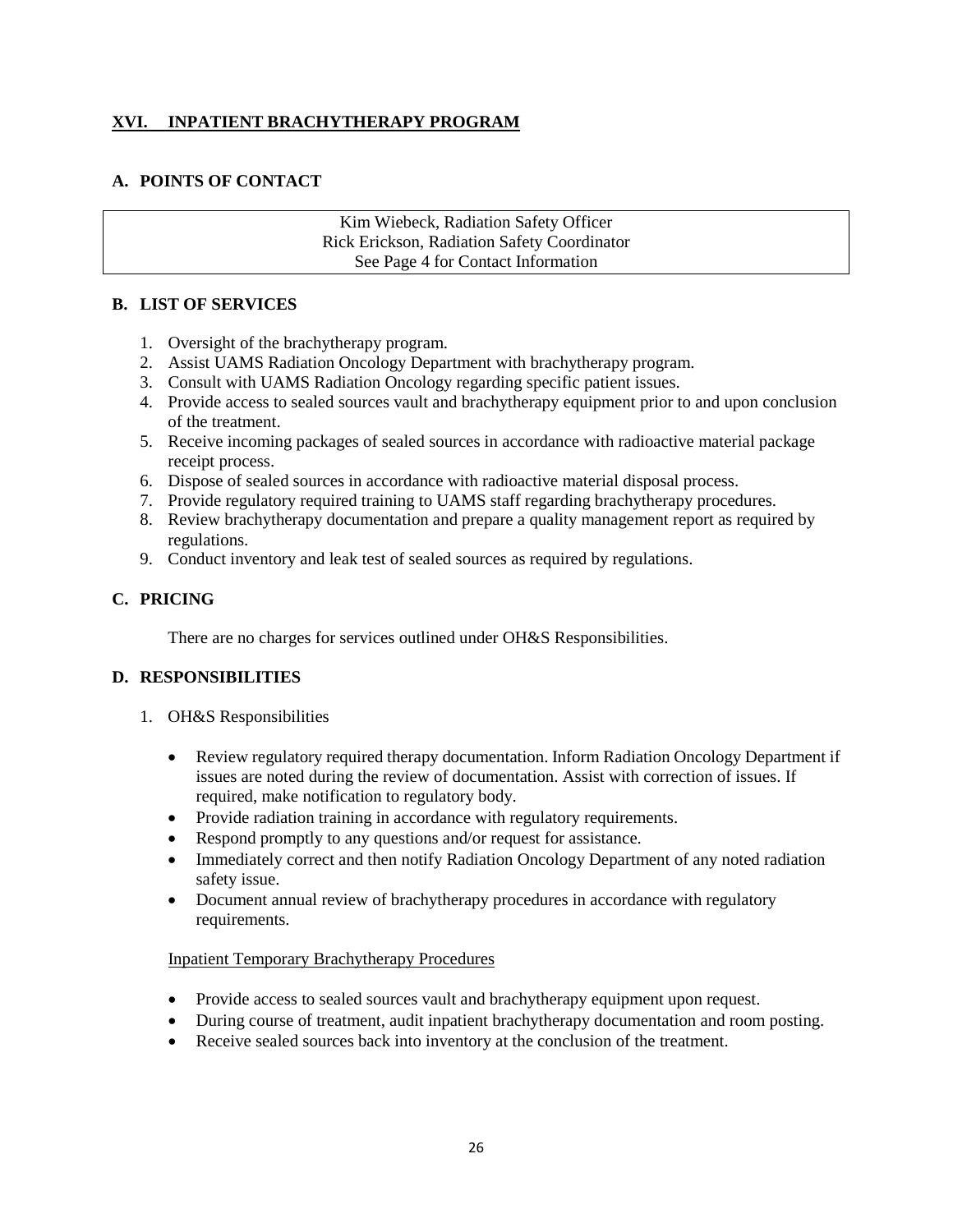## XVI. INPATIENT BRACHYTHERAPY PROGRAM

### A. POINTS OF CONTACT

| Kim Wiebeck, Radiation Safety Officer<br>Rick Erickson, Radiation Safety Coordinator<br>See Page 4 for Contact Information |
|---|

### B. LIST OF SERVICES

1. Oversight of the brachytherapy program.
2. Assist UAMS Radiation Oncology Department with brachytherapy program.
3. Consult with UAMS Radiation Oncology regarding specific patient issues.
4. Provide access to sealed sources vault and brachytherapy equipment prior to and upon conclusion of the treatment.
5. Receive incoming packages of sealed sources in accordance with radioactive material package receipt process.
6. Dispose of sealed sources in accordance with radioactive material disposal process.
7. Provide regulatory required training to UAMS staff regarding brachytherapy procedures.
8. Review brachytherapy documentation and prepare a quality management report as required by regulations.
9. Conduct inventory and leak test of sealed sources as required by regulations.

### C. PRICING

There are no charges for services outlined under OH&S Responsibilities.

### D. RESPONSIBILITIES

1. OH&S Responsibilities

- Review regulatory required therapy documentation. Inform Radiation Oncology Department if issues are noted during the review of documentation. Assist with correction of issues. If required, make notification to regulatory body.
- Provide radiation training in accordance with regulatory requirements.
- Respond promptly to any questions and/or request for assistance.
- Immediately correct and then notify Radiation Oncology Department of any noted radiation safety issue.
- Document annual review of brachytherapy procedures in accordance with regulatory requirements.

Inpatient Temporary Brachytherapy Procedures

- Provide access to sealed sources vault and brachytherapy equipment upon request.
- During course of treatment, audit inpatient brachytherapy documentation and room posting.
- Receive sealed sources back into inventory at the conclusion of the treatment.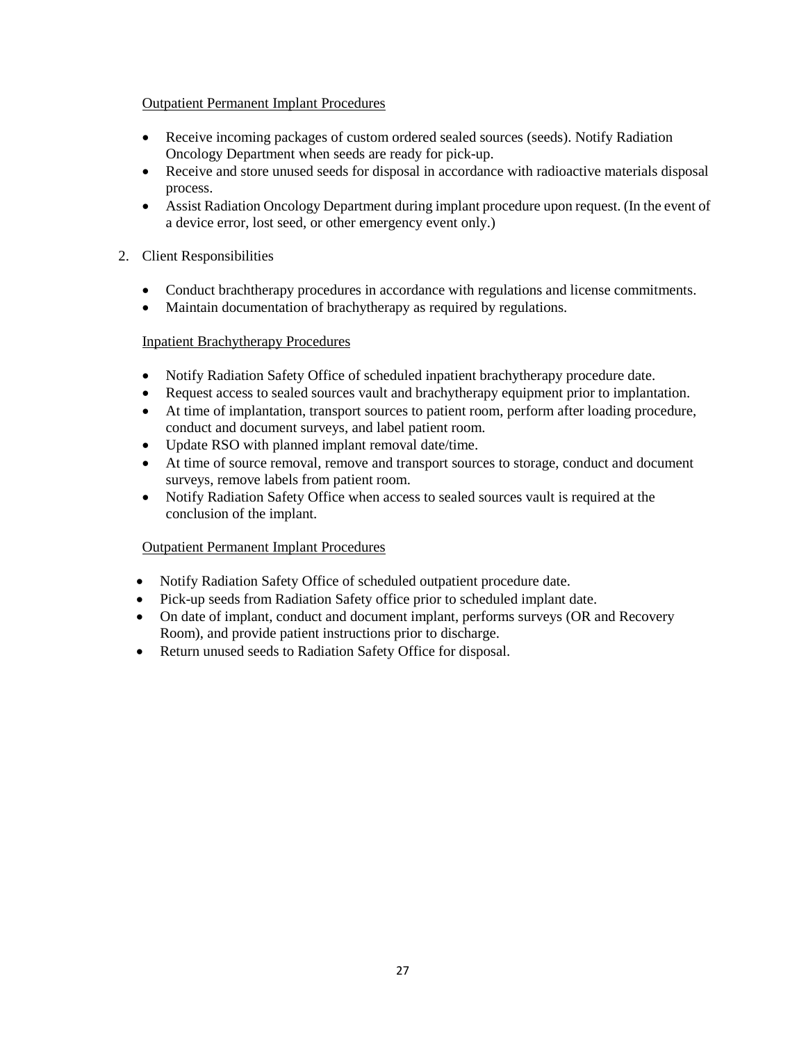<u>Outpatient Permanent Implant Procedures</u>

- Receive incoming packages of custom ordered sealed sources (seeds). Notify Radiation Oncology Department when seeds are ready for pick-up.
- Receive and store unused seeds for disposal in accordance with radioactive materials disposal process.
- Assist Radiation Oncology Department during implant procedure upon request. (In the event of a device error, lost seed, or other emergency event only.)

2. Client Responsibilities

- Conduct brachtherapy procedures in accordance with regulations and license commitments.
- Maintain documentation of brachytherapy as required by regulations.

<u>Inpatient Brachytherapy Procedures</u>

- Notify Radiation Safety Office of scheduled inpatient brachytherapy procedure date.
- Request access to sealed sources vault and brachytherapy equipment prior to implantation.
- At time of implantation, transport sources to patient room, perform after loading procedure, conduct and document surveys, and label patient room.
- Update RSO with planned implant removal date/time.
- At time of source removal, remove and transport sources to storage, conduct and document surveys, remove labels from patient room.
- Notify Radiation Safety Office when access to sealed sources vault is required at the conclusion of the implant.

<u>Outpatient Permanent Implant Procedures</u>

- Notify Radiation Safety Office of scheduled outpatient procedure date.
- Pick-up seeds from Radiation Safety office prior to scheduled implant date.
- On date of implant, conduct and document implant, performs surveys (OR and Recovery Room), and provide patient instructions prior to discharge.
- Return unused seeds to Radiation Safety Office for disposal.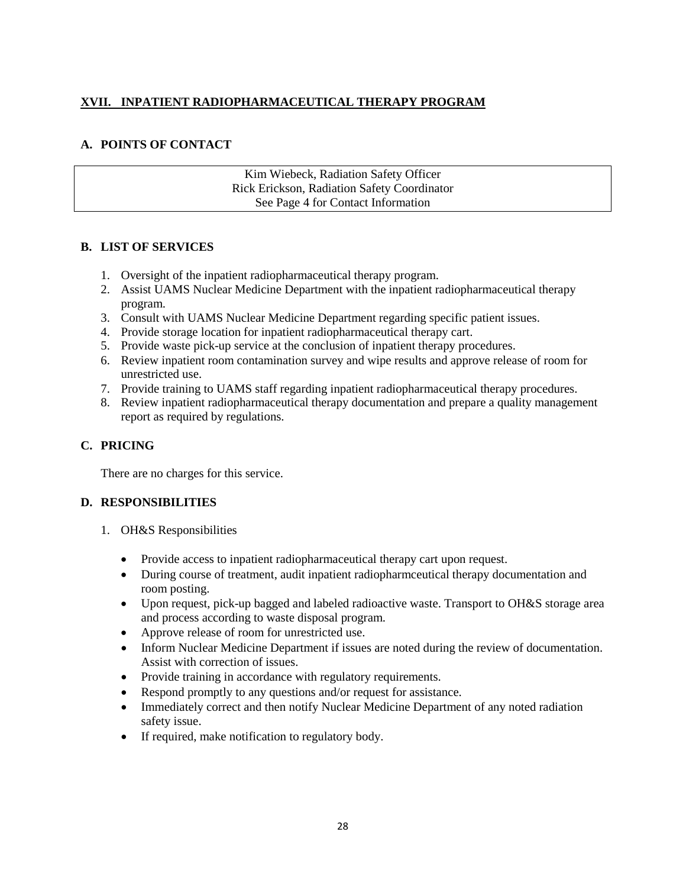## XVII. INPATIENT RADIOPHARMACEUTICAL THERAPY PROGRAM

### A. POINTS OF CONTACT

| Kim Wiebeck, Radiation Safety Officer<br>Rick Erickson, Radiation Safety Coordinator<br>See Page 4 for Contact Information |
|---|

### B. LIST OF SERVICES

1. Oversight of the inpatient radiopharmaceutical therapy program.
2. Assist UAMS Nuclear Medicine Department with the inpatient radiopharmaceutical therapy program.
3. Consult with UAMS Nuclear Medicine Department regarding specific patient issues.
4. Provide storage location for inpatient radiopharmaceutical therapy cart.
5. Provide waste pick-up service at the conclusion of inpatient therapy procedures.
6. Review inpatient room contamination survey and wipe results and approve release of room for unrestricted use.
7. Provide training to UAMS staff regarding inpatient radiopharmaceutical therapy procedures.
8. Review inpatient radiopharmaceutical therapy documentation and prepare a quality management report as required by regulations.

### C. PRICING

There are no charges for this service.

### D. RESPONSIBILITIES

1. OH&S Responsibilities

   - Provide access to inpatient radiopharmaceutical therapy cart upon request.
   - During course of treatment, audit inpatient radiopharmceutical therapy documentation and room posting.
   - Upon request, pick-up bagged and labeled radioactive waste. Transport to OH&S storage area and process according to waste disposal program.
   - Approve release of room for unrestricted use.
   - Inform Nuclear Medicine Department if issues are noted during the review of documentation. Assist with correction of issues.
   - Provide training in accordance with regulatory requirements.
   - Respond promptly to any questions and/or request for assistance.
   - Immediately correct and then notify Nuclear Medicine Department of any noted radiation safety issue.
   - If required, make notification to regulatory body.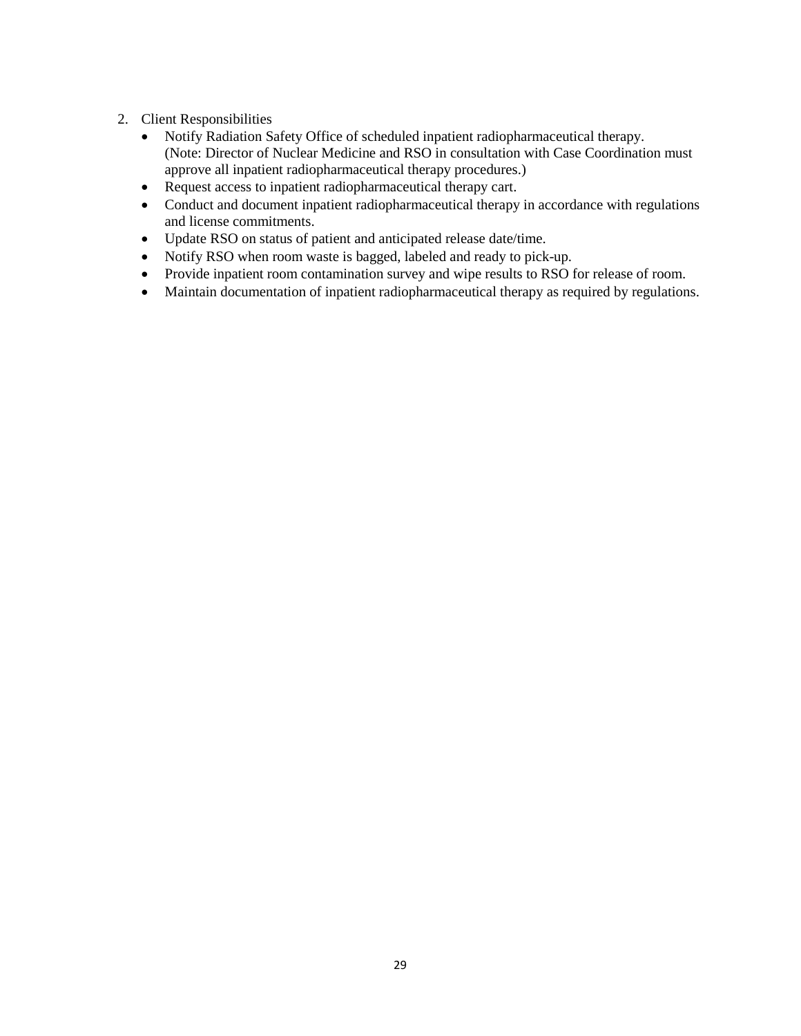2. Client Responsibilities
   - Notify Radiation Safety Office of scheduled inpatient radiopharmaceutical therapy. (Note: Director of Nuclear Medicine and RSO in consultation with Case Coordination must approve all inpatient radiopharmaceutical therapy procedures.)
   - Request access to inpatient radiopharmaceutical therapy cart.
   - Conduct and document inpatient radiopharmaceutical therapy in accordance with regulations and license commitments.
   - Update RSO on status of patient and anticipated release date/time.
   - Notify RSO when room waste is bagged, labeled and ready to pick-up.
   - Provide inpatient room contamination survey and wipe results to RSO for release of room.
   - Maintain documentation of inpatient radiopharmaceutical therapy as required by regulations.